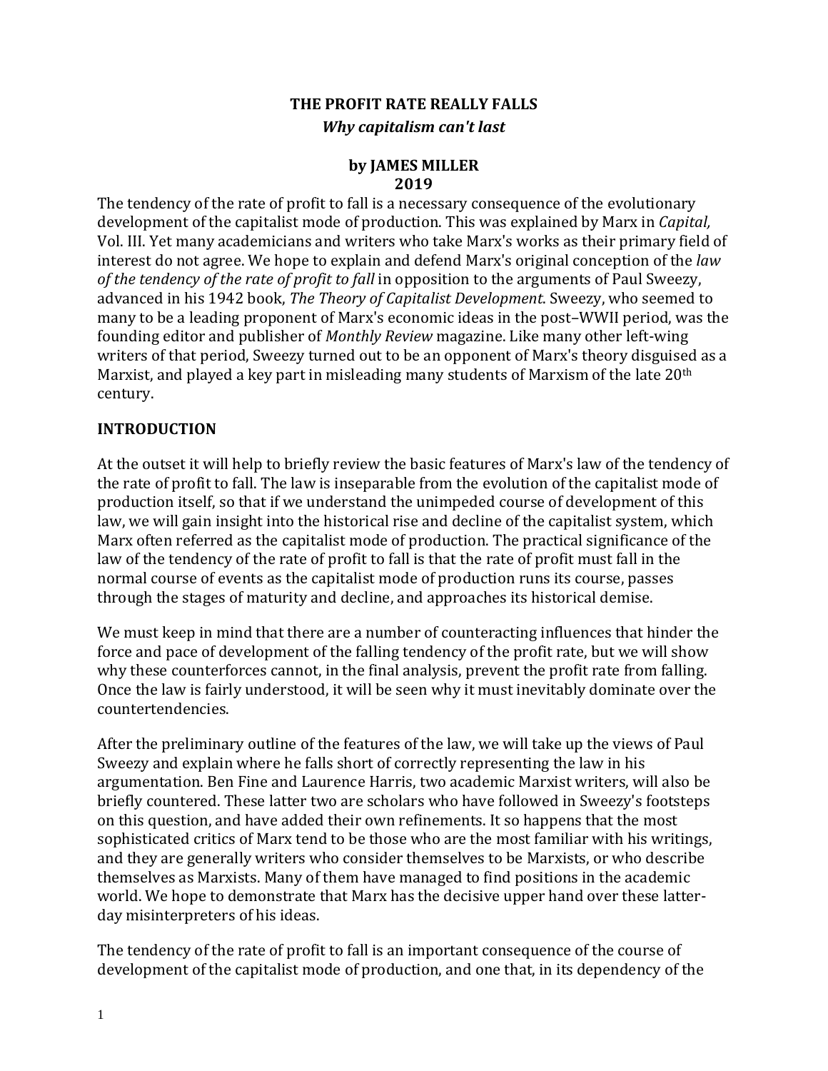# THE PROFIT RATE REALLY FALLS

***Why capitalism can't last***

**by JAMES MILLER**
**2019**

The tendency of the rate of profit to fall is a necessary consequence of the evolutionary development of the capitalist mode of production. This was explained by Marx in *Capital,* Vol. III. Yet many academicians and writers who take Marx's works as their primary field of interest do not agree. We hope to explain and defend Marx's original conception of the *law of the tendency of the rate of profit to fall* in opposition to the arguments of Paul Sweezy, advanced in his 1942 book, *The Theory of Capitalist Development*. Sweezy, who seemed to many to be a leading proponent of Marx's economic ideas in the post–WWII period, was the founding editor and publisher of *Monthly Review* magazine. Like many other left-wing writers of that period, Sweezy turned out to be an opponent of Marx's theory disguised as a Marxist, and played a key part in misleading many students of Marxism of the late 20th century.

## INTRODUCTION

At the outset it will help to briefly review the basic features of Marx's law of the tendency of the rate of profit to fall. The law is inseparable from the evolution of the capitalist mode of production itself, so that if we understand the unimpeded course of development of this law, we will gain insight into the historical rise and decline of the capitalist system, which Marx often referred as the capitalist mode of production. The practical significance of the law of the tendency of the rate of profit to fall is that the rate of profit must fall in the normal course of events as the capitalist mode of production runs its course, passes through the stages of maturity and decline, and approaches its historical demise.

We must keep in mind that there are a number of counteracting influences that hinder the force and pace of development of the falling tendency of the profit rate, but we will show why these counterforces cannot, in the final analysis, prevent the profit rate from falling. Once the law is fairly understood, it will be seen why it must inevitably dominate over the countertendencies.

After the preliminary outline of the features of the law, we will take up the views of Paul Sweezy and explain where he falls short of correctly representing the law in his argumentation. Ben Fine and Laurence Harris, two academic Marxist writers, will also be briefly countered. These latter two are scholars who have followed in Sweezy's footsteps on this question, and have added their own refinements. It so happens that the most sophisticated critics of Marx tend to be those who are the most familiar with his writings, and they are generally writers who consider themselves to be Marxists, or who describe themselves as Marxists. Many of them have managed to find positions in the academic world. We hope to demonstrate that Marx has the decisive upper hand over these latter-day misinterpreters of his ideas.

The tendency of the rate of profit to fall is an important consequence of the course of development of the capitalist mode of production, and one that, in its dependency of the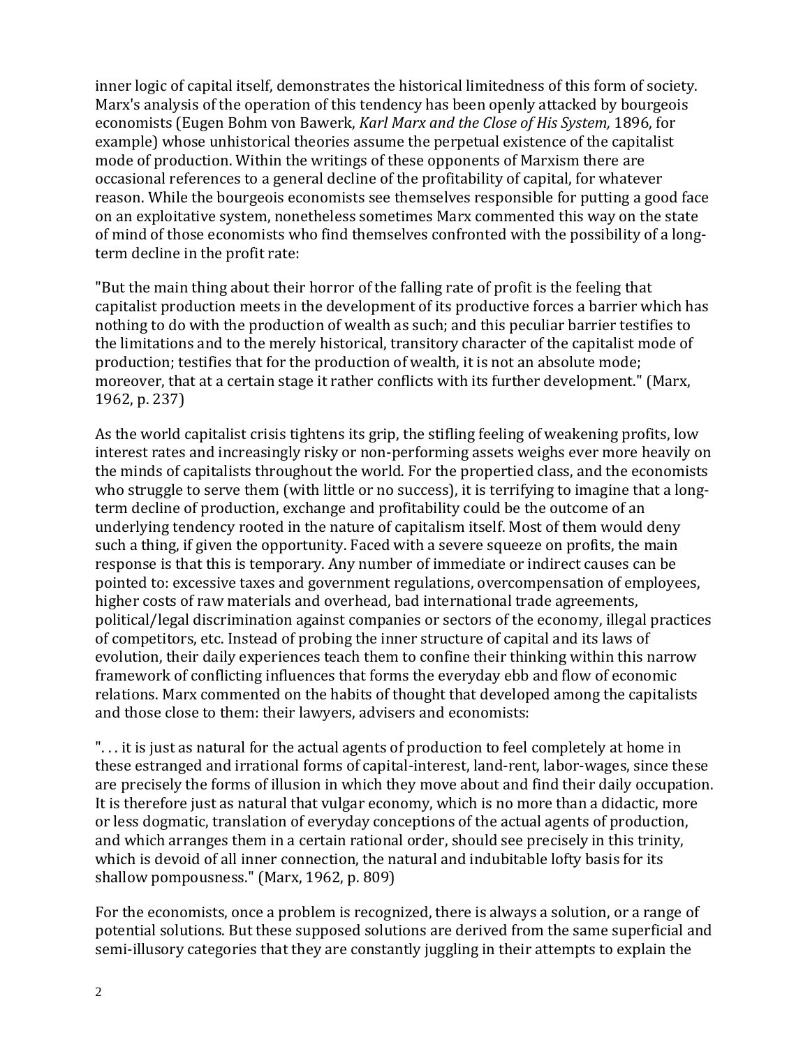inner logic of capital itself, demonstrates the historical limitedness of this form of society. Marx's analysis of the operation of this tendency has been openly attacked by bourgeois economists (Eugen Bohm von Bawerk, *Karl Marx and the Close of His System,* 1896, for example) whose unhistorical theories assume the perpetual existence of the capitalist mode of production. Within the writings of these opponents of Marxism there are occasional references to a general decline of the profitability of capital, for whatever reason. While the bourgeois economists see themselves responsible for putting a good face on an exploitative system, nonetheless sometimes Marx commented this way on the state of mind of those economists who find themselves confronted with the possibility of a long-term decline in the profit rate:

"But the main thing about their horror of the falling rate of profit is the feeling that capitalist production meets in the development of its productive forces a barrier which has nothing to do with the production of wealth as such; and this peculiar barrier testifies to the limitations and to the merely historical, transitory character of the capitalist mode of production; testifies that for the production of wealth, it is not an absolute mode; moreover, that at a certain stage it rather conflicts with its further development." (Marx, 1962, p. 237)

As the world capitalist crisis tightens its grip, the stifling feeling of weakening profits, low interest rates and increasingly risky or non-performing assets weighs ever more heavily on the minds of capitalists throughout the world. For the propertied class, and the economists who struggle to serve them (with little or no success), it is terrifying to imagine that a long-term decline of production, exchange and profitability could be the outcome of an underlying tendency rooted in the nature of capitalism itself. Most of them would deny such a thing, if given the opportunity. Faced with a severe squeeze on profits, the main response is that this is temporary. Any number of immediate or indirect causes can be pointed to: excessive taxes and government regulations, overcompensation of employees, higher costs of raw materials and overhead, bad international trade agreements, political/legal discrimination against companies or sectors of the economy, illegal practices of competitors, etc. Instead of probing the inner structure of capital and its laws of evolution, their daily experiences teach them to confine their thinking within this narrow framework of conflicting influences that forms the everyday ebb and flow of economic relations. Marx commented on the habits of thought that developed among the capitalists and those close to them: their lawyers, advisers and economists:

". . . it is just as natural for the actual agents of production to feel completely at home in these estranged and irrational forms of capital-interest, land-rent, labor-wages, since these are precisely the forms of illusion in which they move about and find their daily occupation. It is therefore just as natural that vulgar economy, which is no more than a didactic, more or less dogmatic, translation of everyday conceptions of the actual agents of production, and which arranges them in a certain rational order, should see precisely in this trinity, which is devoid of all inner connection, the natural and indubitable lofty basis for its shallow pompousness." (Marx, 1962, p. 809)

For the economists, once a problem is recognized, there is always a solution, or a range of potential solutions. But these supposed solutions are derived from the same superficial and semi-illusory categories that they are constantly juggling in their attempts to explain the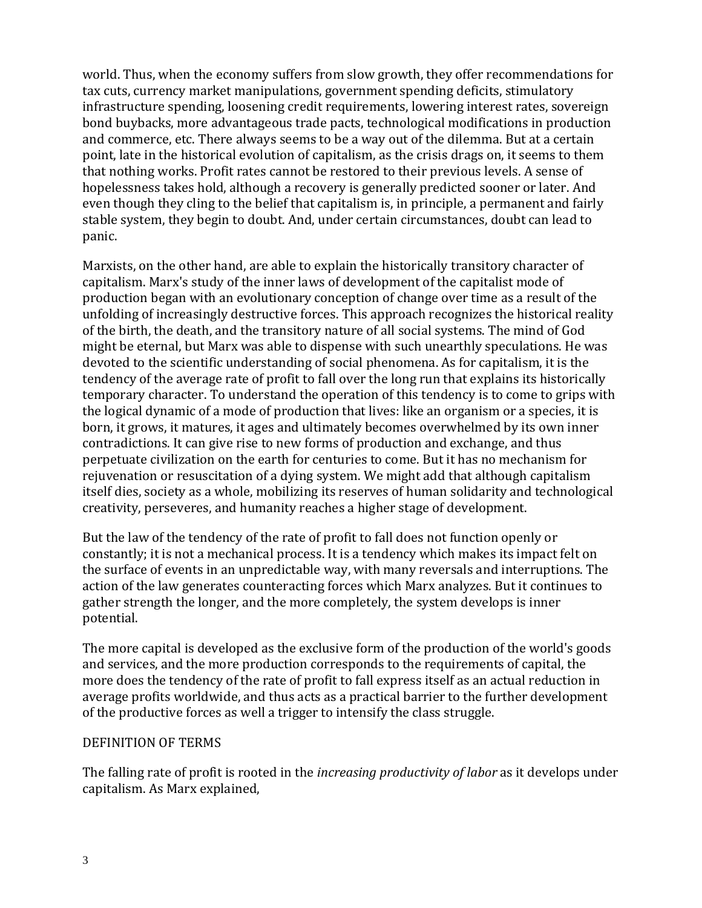world. Thus, when the economy suffers from slow growth, they offer recommendations for tax cuts, currency market manipulations, government spending deficits, stimulatory infrastructure spending, loosening credit requirements, lowering interest rates, sovereign bond buybacks, more advantageous trade pacts, technological modifications in production and commerce, etc. There always seems to be a way out of the dilemma. But at a certain point, late in the historical evolution of capitalism, as the crisis drags on, it seems to them that nothing works. Profit rates cannot be restored to their previous levels. A sense of hopelessness takes hold, although a recovery is generally predicted sooner or later. And even though they cling to the belief that capitalism is, in principle, a permanent and fairly stable system, they begin to doubt. And, under certain circumstances, doubt can lead to panic.

Marxists, on the other hand, are able to explain the historically transitory character of capitalism. Marx's study of the inner laws of development of the capitalist mode of production began with an evolutionary conception of change over time as a result of the unfolding of increasingly destructive forces. This approach recognizes the historical reality of the birth, the death, and the transitory nature of all social systems. The mind of God might be eternal, but Marx was able to dispense with such unearthly speculations. He was devoted to the scientific understanding of social phenomena. As for capitalism, it is the tendency of the average rate of profit to fall over the long run that explains its historically temporary character. To understand the operation of this tendency is to come to grips with the logical dynamic of a mode of production that lives: like an organism or a species, it is born, it grows, it matures, it ages and ultimately becomes overwhelmed by its own inner contradictions. It can give rise to new forms of production and exchange, and thus perpetuate civilization on the earth for centuries to come. But it has no mechanism for rejuvenation or resuscitation of a dying system. We might add that although capitalism itself dies, society as a whole, mobilizing its reserves of human solidarity and technological creativity, perseveres, and humanity reaches a higher stage of development.

But the law of the tendency of the rate of profit to fall does not function openly or constantly; it is not a mechanical process. It is a tendency which makes its impact felt on the surface of events in an unpredictable way, with many reversals and interruptions. The action of the law generates counteracting forces which Marx analyzes. But it continues to gather strength the longer, and the more completely, the system develops is inner potential.

The more capital is developed as the exclusive form of the production of the world's goods and services, and the more production corresponds to the requirements of capital, the more does the tendency of the rate of profit to fall express itself as an actual reduction in average profits worldwide, and thus acts as a practical barrier to the further development of the productive forces as well a trigger to intensify the class struggle.

## DEFINITION OF TERMS

The falling rate of profit is rooted in the *increasing productivity of labor* as it develops under capitalism. As Marx explained,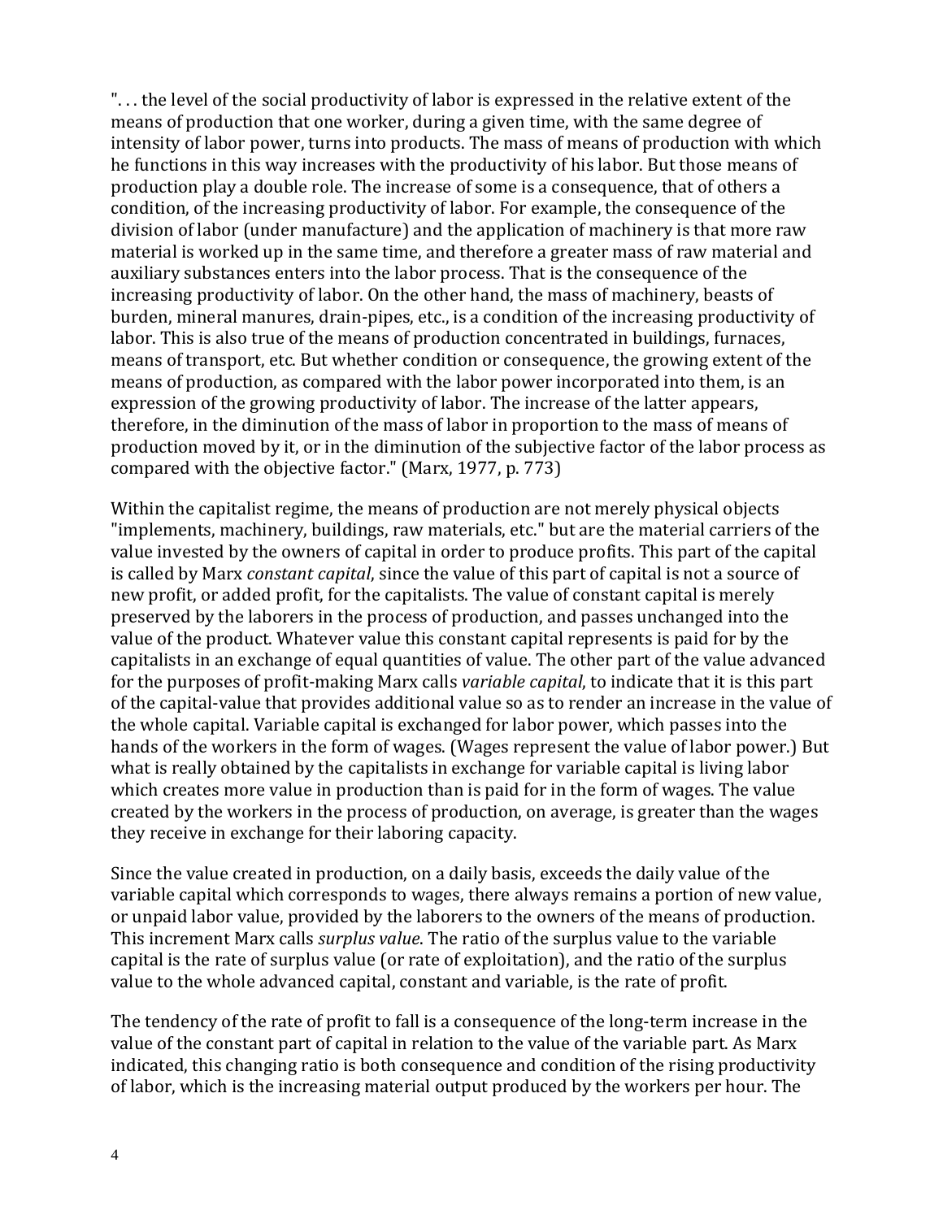". . . the level of the social productivity of labor is expressed in the relative extent of the means of production that one worker, during a given time, with the same degree of intensity of labor power, turns into products. The mass of means of production with which he functions in this way increases with the productivity of his labor. But those means of production play a double role. The increase of some is a consequence, that of others a condition, of the increasing productivity of labor. For example, the consequence of the division of labor (under manufacture) and the application of machinery is that more raw material is worked up in the same time, and therefore a greater mass of raw material and auxiliary substances enters into the labor process. That is the consequence of the increasing productivity of labor. On the other hand, the mass of machinery, beasts of burden, mineral manures, drain-pipes, etc., is a condition of the increasing productivity of labor. This is also true of the means of production concentrated in buildings, furnaces, means of transport, etc. But whether condition or consequence, the growing extent of the means of production, as compared with the labor power incorporated into them, is an expression of the growing productivity of labor. The increase of the latter appears, therefore, in the diminution of the mass of labor in proportion to the mass of means of production moved by it, or in the diminution of the subjective factor of the labor process as compared with the objective factor." (Marx, 1977, p. 773)

Within the capitalist regime, the means of production are not merely physical objects "implements, machinery, buildings, raw materials, etc." but are the material carriers of the value invested by the owners of capital in order to produce profits. This part of the capital is called by Marx *constant capital*, since the value of this part of capital is not a source of new profit, or added profit, for the capitalists. The value of constant capital is merely preserved by the laborers in the process of production, and passes unchanged into the value of the product. Whatever value this constant capital represents is paid for by the capitalists in an exchange of equal quantities of value. The other part of the value advanced for the purposes of profit-making Marx calls *variable capital*, to indicate that it is this part of the capital-value that provides additional value so as to render an increase in the value of the whole capital. Variable capital is exchanged for labor power, which passes into the hands of the workers in the form of wages. (Wages represent the value of labor power.) But what is really obtained by the capitalists in exchange for variable capital is living labor which creates more value in production than is paid for in the form of wages. The value created by the workers in the process of production, on average, is greater than the wages they receive in exchange for their laboring capacity.

Since the value created in production, on a daily basis, exceeds the daily value of the variable capital which corresponds to wages, there always remains a portion of new value, or unpaid labor value, provided by the laborers to the owners of the means of production. This increment Marx calls *surplus value*. The ratio of the surplus value to the variable capital is the rate of surplus value (or rate of exploitation), and the ratio of the surplus value to the whole advanced capital, constant and variable, is the rate of profit.

The tendency of the rate of profit to fall is a consequence of the long-term increase in the value of the constant part of capital in relation to the value of the variable part. As Marx indicated, this changing ratio is both consequence and condition of the rising productivity of labor, which is the increasing material output produced by the workers per hour. The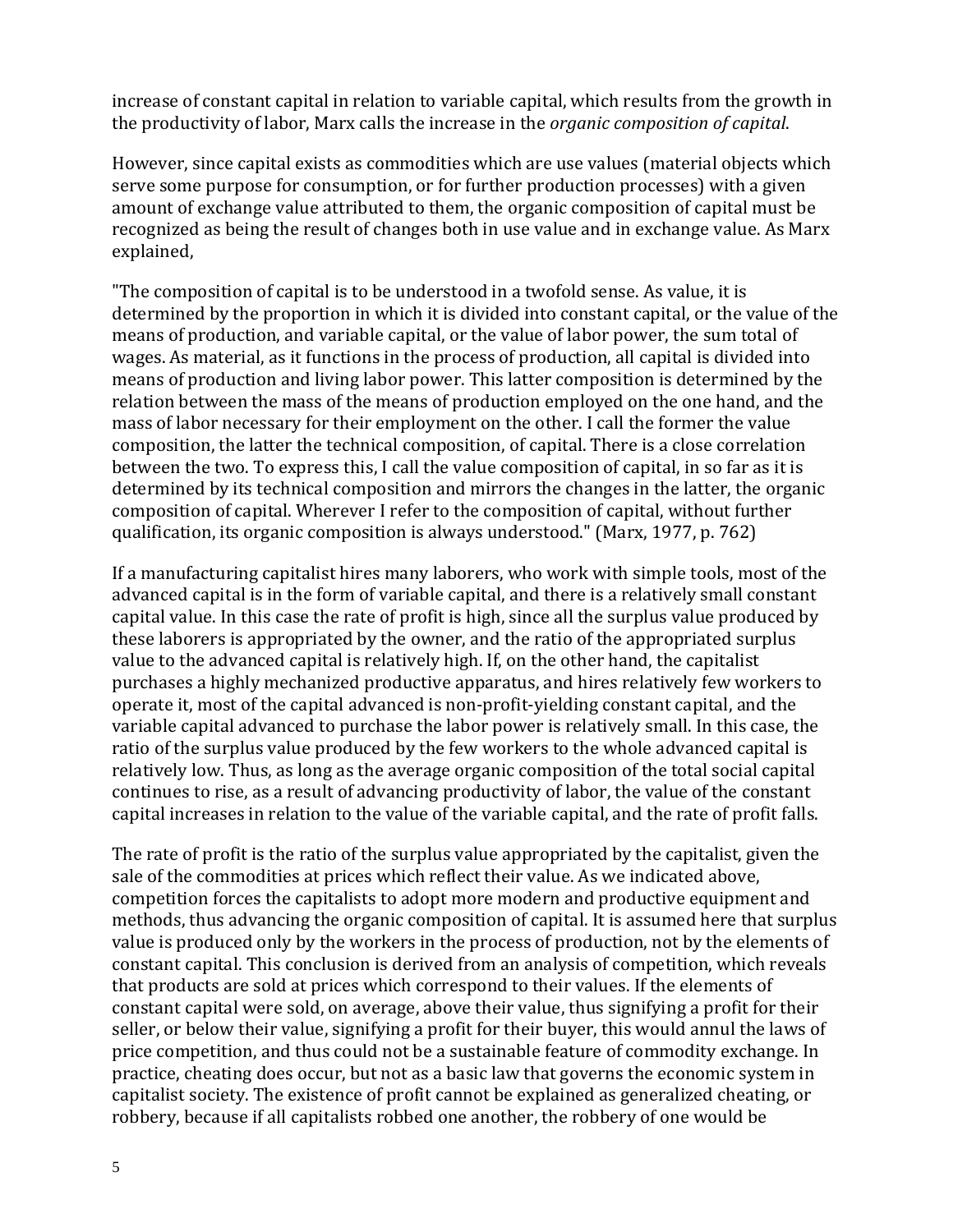increase of constant capital in relation to variable capital, which results from the growth in the productivity of labor, Marx calls the increase in the *organic composition of capital*.

However, since capital exists as commodities which are use values (material objects which serve some purpose for consumption, or for further production processes) with a given amount of exchange value attributed to them, the organic composition of capital must be recognized as being the result of changes both in use value and in exchange value. As Marx explained,

"The composition of capital is to be understood in a twofold sense. As value, it is determined by the proportion in which it is divided into constant capital, or the value of the means of production, and variable capital, or the value of labor power, the sum total of wages. As material, as it functions in the process of production, all capital is divided into means of production and living labor power. This latter composition is determined by the relation between the mass of the means of production employed on the one hand, and the mass of labor necessary for their employment on the other. I call the former the value composition, the latter the technical composition, of capital. There is a close correlation between the two. To express this, I call the value composition of capital, in so far as it is determined by its technical composition and mirrors the changes in the latter, the organic composition of capital. Wherever I refer to the composition of capital, without further qualification, its organic composition is always understood." (Marx, 1977, p. 762)

If a manufacturing capitalist hires many laborers, who work with simple tools, most of the advanced capital is in the form of variable capital, and there is a relatively small constant capital value. In this case the rate of profit is high, since all the surplus value produced by these laborers is appropriated by the owner, and the ratio of the appropriated surplus value to the advanced capital is relatively high. If, on the other hand, the capitalist purchases a highly mechanized productive apparatus, and hires relatively few workers to operate it, most of the capital advanced is non-profit-yielding constant capital, and the variable capital advanced to purchase the labor power is relatively small. In this case, the ratio of the surplus value produced by the few workers to the whole advanced capital is relatively low. Thus, as long as the average organic composition of the total social capital continues to rise, as a result of advancing productivity of labor, the value of the constant capital increases in relation to the value of the variable capital, and the rate of profit falls.

The rate of profit is the ratio of the surplus value appropriated by the capitalist, given the sale of the commodities at prices which reflect their value. As we indicated above, competition forces the capitalists to adopt more modern and productive equipment and methods, thus advancing the organic composition of capital. It is assumed here that surplus value is produced only by the workers in the process of production, not by the elements of constant capital. This conclusion is derived from an analysis of competition, which reveals that products are sold at prices which correspond to their values. If the elements of constant capital were sold, on average, above their value, thus signifying a profit for their seller, or below their value, signifying a profit for their buyer, this would annul the laws of price competition, and thus could not be a sustainable feature of commodity exchange. In practice, cheating does occur, but not as a basic law that governs the economic system in capitalist society. The existence of profit cannot be explained as generalized cheating, or robbery, because if all capitalists robbed one another, the robbery of one would be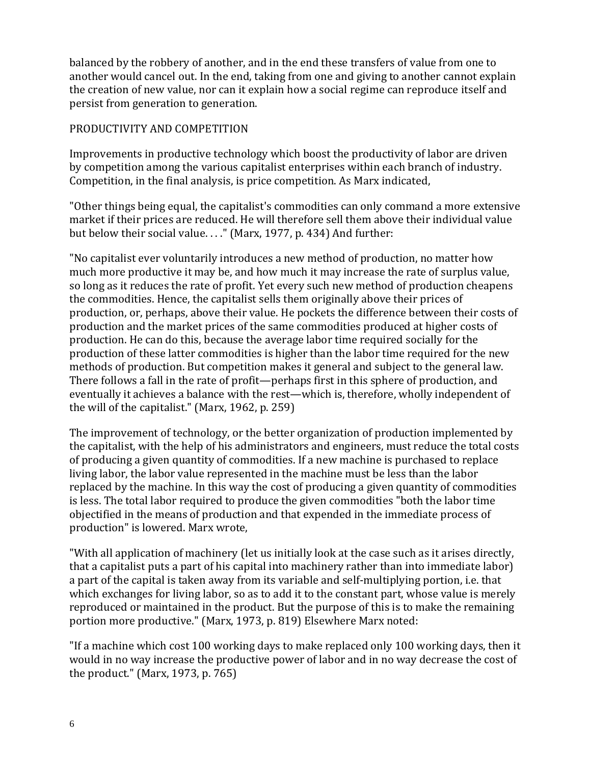balanced by the robbery of another, and in the end these transfers of value from one to another would cancel out. In the end, taking from one and giving to another cannot explain the creation of new value, nor can it explain how a social regime can reproduce itself and persist from generation to generation.

## PRODUCTIVITY AND COMPETITION

Improvements in productive technology which boost the productivity of labor are driven by competition among the various capitalist enterprises within each branch of industry. Competition, in the final analysis, is price competition. As Marx indicated,

"Other things being equal, the capitalist's commodities can only command a more extensive market if their prices are reduced. He will therefore sell them above their individual value but below their social value. . . ." (Marx, 1977, p. 434) And further:

"No capitalist ever voluntarily introduces a new method of production, no matter how much more productive it may be, and how much it may increase the rate of surplus value, so long as it reduces the rate of profit. Yet every such new method of production cheapens the commodities. Hence, the capitalist sells them originally above their prices of production, or, perhaps, above their value. He pockets the difference between their costs of production and the market prices of the same commodities produced at higher costs of production. He can do this, because the average labor time required socially for the production of these latter commodities is higher than the labor time required for the new methods of production. But competition makes it general and subject to the general law. There follows a fall in the rate of profit—perhaps first in this sphere of production, and eventually it achieves a balance with the rest—which is, therefore, wholly independent of the will of the capitalist." (Marx, 1962, p. 259)

The improvement of technology, or the better organization of production implemented by the capitalist, with the help of his administrators and engineers, must reduce the total costs of producing a given quantity of commodities. If a new machine is purchased to replace living labor, the labor value represented in the machine must be less than the labor replaced by the machine. In this way the cost of producing a given quantity of commodities is less. The total labor required to produce the given commodities "both the labor time objectified in the means of production and that expended in the immediate process of production" is lowered. Marx wrote,

"With all application of machinery (let us initially look at the case such as it arises directly, that a capitalist puts a part of his capital into machinery rather than into immediate labor) a part of the capital is taken away from its variable and self-multiplying portion, i.e. that which exchanges for living labor, so as to add it to the constant part, whose value is merely reproduced or maintained in the product. But the purpose of this is to make the remaining portion more productive." (Marx, 1973, p. 819) Elsewhere Marx noted:

"If a machine which cost 100 working days to make replaced only 100 working days, then it would in no way increase the productive power of labor and in no way decrease the cost of the product." (Marx, 1973, p. 765)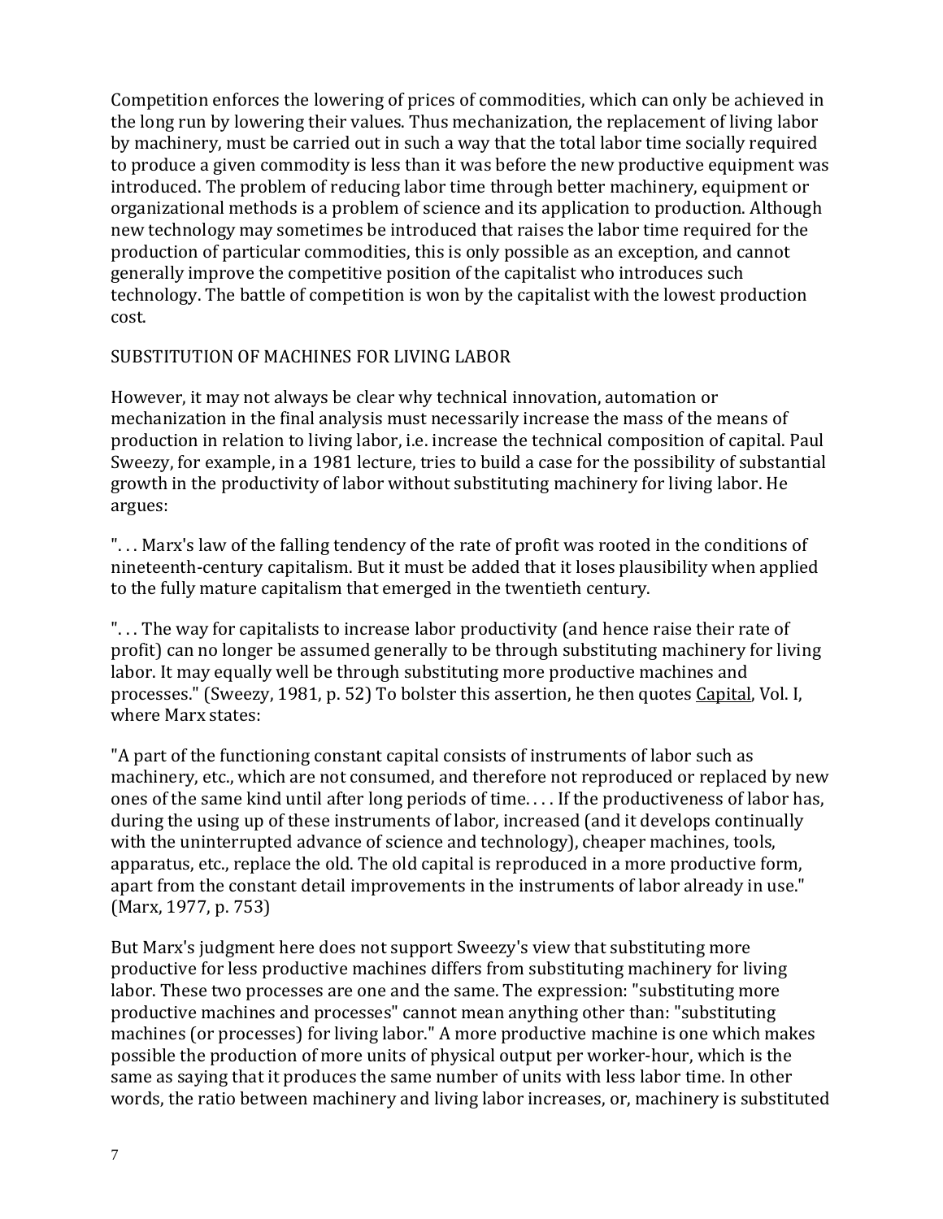Competition enforces the lowering of prices of commodities, which can only be achieved in the long run by lowering their values. Thus mechanization, the replacement of living labor by machinery, must be carried out in such a way that the total labor time socially required to produce a given commodity is less than it was before the new productive equipment was introduced. The problem of reducing labor time through better machinery, equipment or organizational methods is a problem of science and its application to production. Although new technology may sometimes be introduced that raises the labor time required for the production of particular commodities, this is only possible as an exception, and cannot generally improve the competitive position of the capitalist who introduces such technology. The battle of competition is won by the capitalist with the lowest production cost.

## SUBSTITUTION OF MACHINES FOR LIVING LABOR

However, it may not always be clear why technical innovation, automation or mechanization in the final analysis must necessarily increase the mass of the means of production in relation to living labor, i.e. increase the technical composition of capital. Paul Sweezy, for example, in a 1981 lecture, tries to build a case for the possibility of substantial growth in the productivity of labor without substituting machinery for living labor. He argues:

". . . Marx's law of the falling tendency of the rate of profit was rooted in the conditions of nineteenth-century capitalism. But it must be added that it loses plausibility when applied to the fully mature capitalism that emerged in the twentieth century.

". . . The way for capitalists to increase labor productivity (and hence raise their rate of profit) can no longer be assumed generally to be through substituting machinery for living labor. It may equally well be through substituting more productive machines and processes." (Sweezy, 1981, p. 52) To bolster this assertion, he then quotes Capital, Vol. I, where Marx states:

"A part of the functioning constant capital consists of instruments of labor such as machinery, etc., which are not consumed, and therefore not reproduced or replaced by new ones of the same kind until after long periods of time. . . . If the productiveness of labor has, during the using up of these instruments of labor, increased (and it develops continually with the uninterrupted advance of science and technology), cheaper machines, tools, apparatus, etc., replace the old. The old capital is reproduced in a more productive form, apart from the constant detail improvements in the instruments of labor already in use." (Marx, 1977, p. 753)

But Marx's judgment here does not support Sweezy's view that substituting more productive for less productive machines differs from substituting machinery for living labor. These two processes are one and the same. The expression: "substituting more productive machines and processes" cannot mean anything other than: "substituting machines (or processes) for living labor." A more productive machine is one which makes possible the production of more units of physical output per worker-hour, which is the same as saying that it produces the same number of units with less labor time. In other words, the ratio between machinery and living labor increases, or, machinery is substituted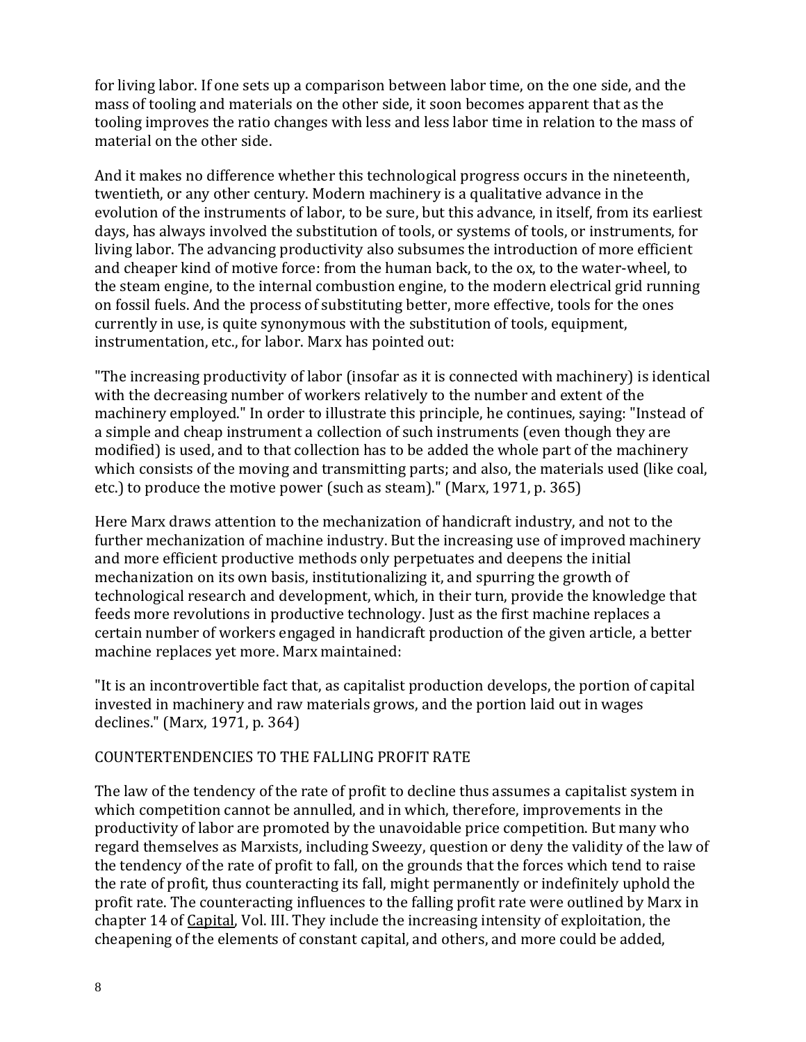for living labor. If one sets up a comparison between labor time, on the one side, and the mass of tooling and materials on the other side, it soon becomes apparent that as the tooling improves the ratio changes with less and less labor time in relation to the mass of material on the other side.

And it makes no difference whether this technological progress occurs in the nineteenth, twentieth, or any other century. Modern machinery is a qualitative advance in the evolution of the instruments of labor, to be sure, but this advance, in itself, from its earliest days, has always involved the substitution of tools, or systems of tools, or instruments, for living labor. The advancing productivity also subsumes the introduction of more efficient and cheaper kind of motive force: from the human back, to the ox, to the water-wheel, to the steam engine, to the internal combustion engine, to the modern electrical grid running on fossil fuels. And the process of substituting better, more effective, tools for the ones currently in use, is quite synonymous with the substitution of tools, equipment, instrumentation, etc., for labor. Marx has pointed out:

"The increasing productivity of labor (insofar as it is connected with machinery) is identical with the decreasing number of workers relatively to the number and extent of the machinery employed." In order to illustrate this principle, he continues, saying: "Instead of a simple and cheap instrument a collection of such instruments (even though they are modified) is used, and to that collection has to be added the whole part of the machinery which consists of the moving and transmitting parts; and also, the materials used (like coal, etc.) to produce the motive power (such as steam)." (Marx, 1971, p. 365)

Here Marx draws attention to the mechanization of handicraft industry, and not to the further mechanization of machine industry. But the increasing use of improved machinery and more efficient productive methods only perpetuates and deepens the initial mechanization on its own basis, institutionalizing it, and spurring the growth of technological research and development, which, in their turn, provide the knowledge that feeds more revolutions in productive technology. Just as the first machine replaces a certain number of workers engaged in handicraft production of the given article, a better machine replaces yet more. Marx maintained:

"It is an incontrovertible fact that, as capitalist production develops, the portion of capital invested in machinery and raw materials grows, and the portion laid out in wages declines." (Marx, 1971, p. 364)

## COUNTERTENDENCIES TO THE FALLING PROFIT RATE

The law of the tendency of the rate of profit to decline thus assumes a capitalist system in which competition cannot be annulled, and in which, therefore, improvements in the productivity of labor are promoted by the unavoidable price competition. But many who regard themselves as Marxists, including Sweezy, question or deny the validity of the law of the tendency of the rate of profit to fall, on the grounds that the forces which tend to raise the rate of profit, thus counteracting its fall, might permanently or indefinitely uphold the profit rate. The counteracting influences to the falling profit rate were outlined by Marx in chapter 14 of Capital, Vol. III. They include the increasing intensity of exploitation, the cheapening of the elements of constant capital, and others, and more could be added,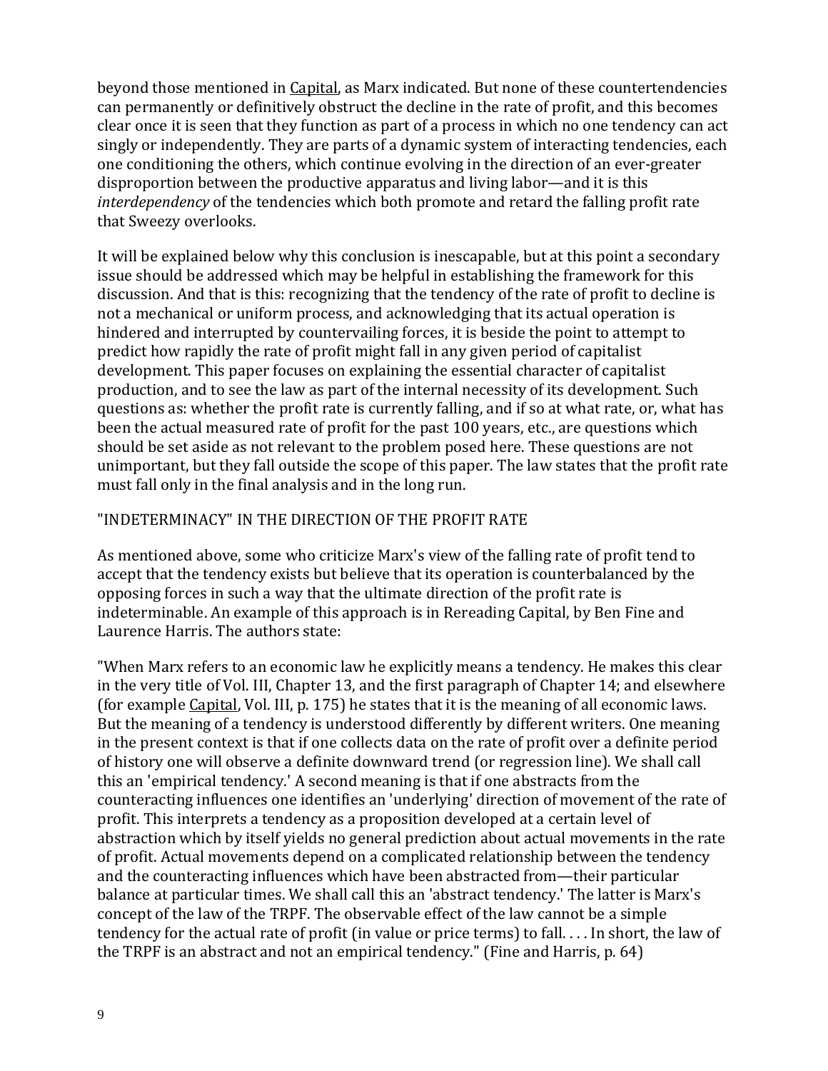beyond those mentioned in Capital, as Marx indicated. But none of these countertendencies can permanently or definitively obstruct the decline in the rate of profit, and this becomes clear once it is seen that they function as part of a process in which no one tendency can act singly or independently. They are parts of a dynamic system of interacting tendencies, each one conditioning the others, which continue evolving in the direction of an ever-greater disproportion between the productive apparatus and living labor—and it is this *interdependency* of the tendencies which both promote and retard the falling profit rate that Sweezy overlooks.

It will be explained below why this conclusion is inescapable, but at this point a secondary issue should be addressed which may be helpful in establishing the framework for this discussion. And that is this: recognizing that the tendency of the rate of profit to decline is not a mechanical or uniform process, and acknowledging that its actual operation is hindered and interrupted by countervailing forces, it is beside the point to attempt to predict how rapidly the rate of profit might fall in any given period of capitalist development. This paper focuses on explaining the essential character of capitalist production, and to see the law as part of the internal necessity of its development. Such questions as: whether the profit rate is currently falling, and if so at what rate, or, what has been the actual measured rate of profit for the past 100 years, etc., are questions which should be set aside as not relevant to the problem posed here. These questions are not unimportant, but they fall outside the scope of this paper. The law states that the profit rate must fall only in the final analysis and in the long run.

## "INDETERMINACY" IN THE DIRECTION OF THE PROFIT RATE

As mentioned above, some who criticize Marx's view of the falling rate of profit tend to accept that the tendency exists but believe that its operation is counterbalanced by the opposing forces in such a way that the ultimate direction of the profit rate is indeterminable. An example of this approach is in Rereading Capital, by Ben Fine and Laurence Harris. The authors state:

"When Marx refers to an economic law he explicitly means a tendency. He makes this clear in the very title of Vol. III, Chapter 13, and the first paragraph of Chapter 14; and elsewhere (for example Capital, Vol. III, p. 175) he states that it is the meaning of all economic laws. But the meaning of a tendency is understood differently by different writers. One meaning in the present context is that if one collects data on the rate of profit over a definite period of history one will observe a definite downward trend (or regression line). We shall call this an 'empirical tendency.' A second meaning is that if one abstracts from the counteracting influences one identifies an 'underlying' direction of movement of the rate of profit. This interprets a tendency as a proposition developed at a certain level of abstraction which by itself yields no general prediction about actual movements in the rate of profit. Actual movements depend on a complicated relationship between the tendency and the counteracting influences which have been abstracted from—their particular balance at particular times. We shall call this an 'abstract tendency.' The latter is Marx's concept of the law of the TRPF. The observable effect of the law cannot be a simple tendency for the actual rate of profit (in value or price terms) to fall. . . . In short, the law of the TRPF is an abstract and not an empirical tendency." (Fine and Harris, p. 64)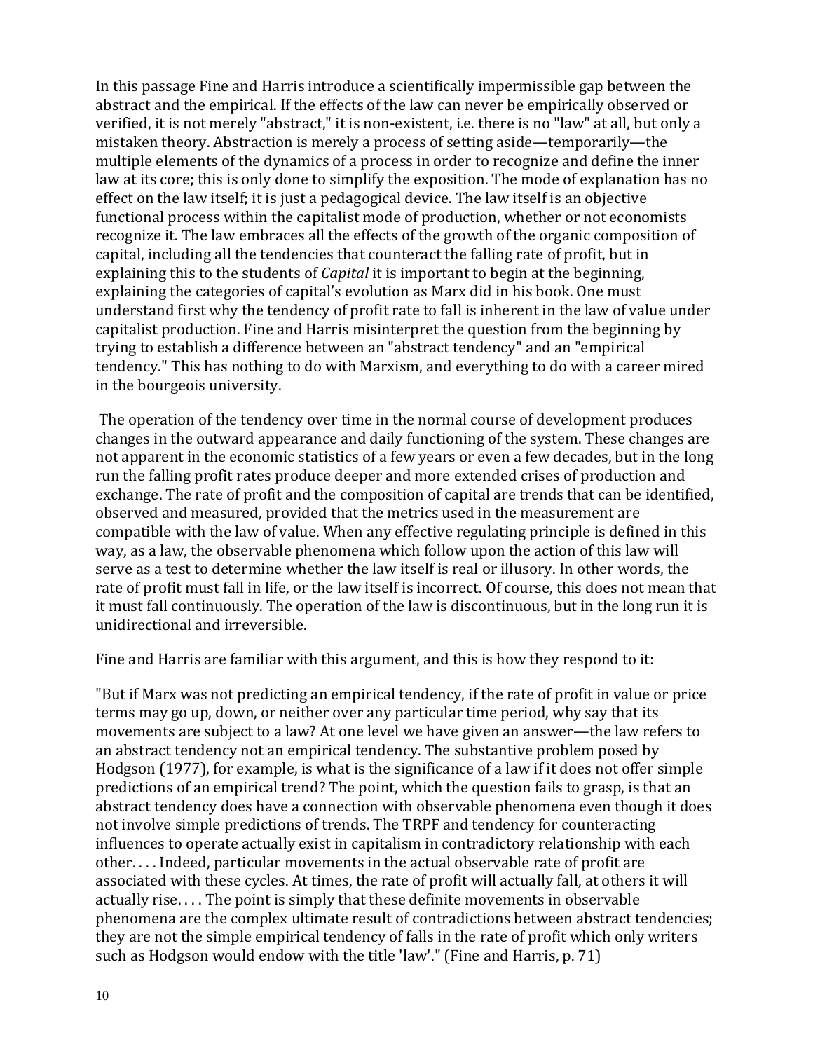In this passage Fine and Harris introduce a scientifically impermissible gap between the abstract and the empirical. If the effects of the law can never be empirically observed or verified, it is not merely "abstract," it is non-existent, i.e. there is no "law" at all, but only a mistaken theory. Abstraction is merely a process of setting aside—temporarily—the multiple elements of the dynamics of a process in order to recognize and define the inner law at its core; this is only done to simplify the exposition. The mode of explanation has no effect on the law itself; it is just a pedagogical device. The law itself is an objective functional process within the capitalist mode of production, whether or not economists recognize it. The law embraces all the effects of the growth of the organic composition of capital, including all the tendencies that counteract the falling rate of profit, but in explaining this to the students of *Capital* it is important to begin at the beginning, explaining the categories of capital's evolution as Marx did in his book. One must understand first why the tendency of profit rate to fall is inherent in the law of value under capitalist production. Fine and Harris misinterpret the question from the beginning by trying to establish a difference between an "abstract tendency" and an "empirical tendency." This has nothing to do with Marxism, and everything to do with a career mired in the bourgeois university.

The operation of the tendency over time in the normal course of development produces changes in the outward appearance and daily functioning of the system. These changes are not apparent in the economic statistics of a few years or even a few decades, but in the long run the falling profit rates produce deeper and more extended crises of production and exchange. The rate of profit and the composition of capital are trends that can be identified, observed and measured, provided that the metrics used in the measurement are compatible with the law of value. When any effective regulating principle is defined in this way, as a law, the observable phenomena which follow upon the action of this law will serve as a test to determine whether the law itself is real or illusory. In other words, the rate of profit must fall in life, or the law itself is incorrect. Of course, this does not mean that it must fall continuously. The operation of the law is discontinuous, but in the long run it is unidirectional and irreversible.

Fine and Harris are familiar with this argument, and this is how they respond to it:

"But if Marx was not predicting an empirical tendency, if the rate of profit in value or price terms may go up, down, or neither over any particular time period, why say that its movements are subject to a law? At one level we have given an answer—the law refers to an abstract tendency not an empirical tendency. The substantive problem posed by Hodgson (1977), for example, is what is the significance of a law if it does not offer simple predictions of an empirical trend? The point, which the question fails to grasp, is that an abstract tendency does have a connection with observable phenomena even though it does not involve simple predictions of trends. The TRPF and tendency for counteracting influences to operate actually exist in capitalism in contradictory relationship with each other. . . . Indeed, particular movements in the actual observable rate of profit are associated with these cycles. At times, the rate of profit will actually fall, at others it will actually rise. . . . The point is simply that these definite movements in observable phenomena are the complex ultimate result of contradictions between abstract tendencies; they are not the simple empirical tendency of falls in the rate of profit which only writers such as Hodgson would endow with the title 'law'." (Fine and Harris, p. 71)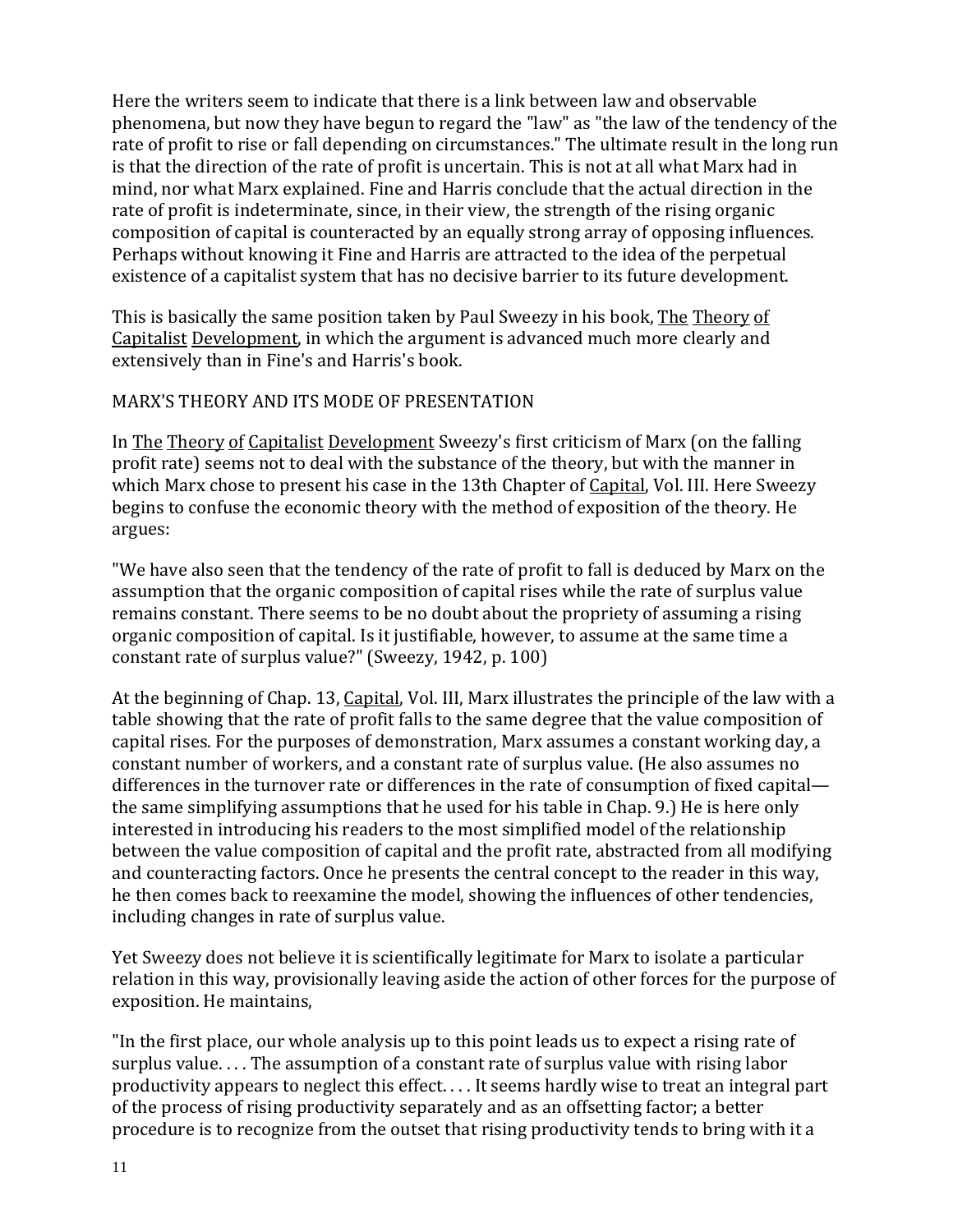Here the writers seem to indicate that there is a link between law and observable phenomena, but now they have begun to regard the "law" as "the law of the tendency of the rate of profit to rise or fall depending on circumstances." The ultimate result in the long run is that the direction of the rate of profit is uncertain. This is not at all what Marx had in mind, nor what Marx explained. Fine and Harris conclude that the actual direction in the rate of profit is indeterminate, since, in their view, the strength of the rising organic composition of capital is counteracted by an equally strong array of opposing influences. Perhaps without knowing it Fine and Harris are attracted to the idea of the perpetual existence of a capitalist system that has no decisive barrier to its future development.

This is basically the same position taken by Paul Sweezy in his book, The Theory of Capitalist Development, in which the argument is advanced much more clearly and extensively than in Fine's and Harris's book.

## MARX'S THEORY AND ITS MODE OF PRESENTATION

In The Theory of Capitalist Development Sweezy's first criticism of Marx (on the falling profit rate) seems not to deal with the substance of the theory, but with the manner in which Marx chose to present his case in the 13th Chapter of Capital, Vol. III. Here Sweezy begins to confuse the economic theory with the method of exposition of the theory. He argues:

"We have also seen that the tendency of the rate of profit to fall is deduced by Marx on the assumption that the organic composition of capital rises while the rate of surplus value remains constant. There seems to be no doubt about the propriety of assuming a rising organic composition of capital. Is it justifiable, however, to assume at the same time a constant rate of surplus value?" (Sweezy, 1942, p. 100)

At the beginning of Chap. 13, Capital, Vol. III, Marx illustrates the principle of the law with a table showing that the rate of profit falls to the same degree that the value composition of capital rises. For the purposes of demonstration, Marx assumes a constant working day, a constant number of workers, and a constant rate of surplus value. (He also assumes no differences in the turnover rate or differences in the rate of consumption of fixed capital—the same simplifying assumptions that he used for his table in Chap. 9.) He is here only interested in introducing his readers to the most simplified model of the relationship between the value composition of capital and the profit rate, abstracted from all modifying and counteracting factors. Once he presents the central concept to the reader in this way, he then comes back to reexamine the model, showing the influences of other tendencies, including changes in rate of surplus value.

Yet Sweezy does not believe it is scientifically legitimate for Marx to isolate a particular relation in this way, provisionally leaving aside the action of other forces for the purpose of exposition. He maintains,

"In the first place, our whole analysis up to this point leads us to expect a rising rate of surplus value. . . . The assumption of a constant rate of surplus value with rising labor productivity appears to neglect this effect. . . . It seems hardly wise to treat an integral part of the process of rising productivity separately and as an offsetting factor; a better procedure is to recognize from the outset that rising productivity tends to bring with it a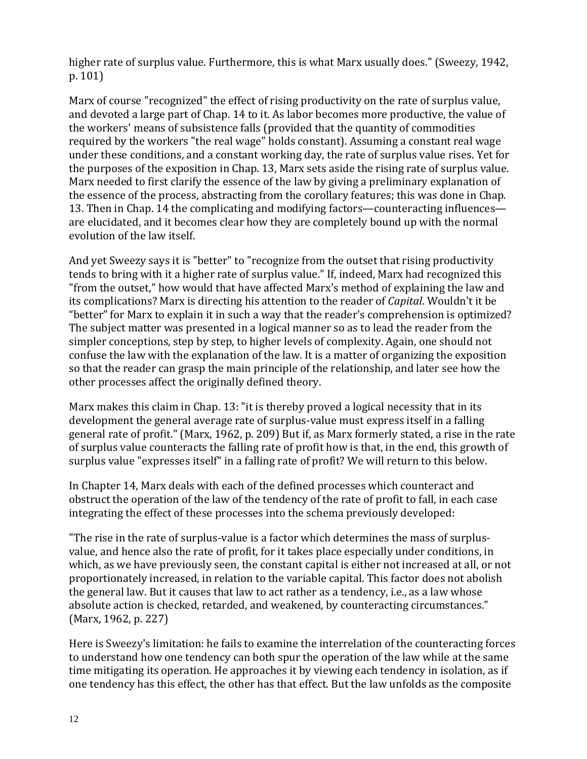higher rate of surplus value. Furthermore, this is what Marx usually does." (Sweezy, 1942, p. 101)

Marx of course "recognized" the effect of rising productivity on the rate of surplus value, and devoted a large part of Chap. 14 to it. As labor becomes more productive, the value of the workers' means of subsistence falls (provided that the quantity of commodities required by the workers "the real wage" holds constant). Assuming a constant real wage under these conditions, and a constant working day, the rate of surplus value rises. Yet for the purposes of the exposition in Chap. 13, Marx sets aside the rising rate of surplus value. Marx needed to first clarify the essence of the law by giving a preliminary explanation of the essence of the process, abstracting from the corollary features; this was done in Chap. 13. Then in Chap. 14 the complicating and modifying factors—counteracting influences—are elucidated, and it becomes clear how they are completely bound up with the normal evolution of the law itself.

And yet Sweezy says it is "better" to "recognize from the outset that rising productivity tends to bring with it a higher rate of surplus value." If, indeed, Marx had recognized this "from the outset," how would that have affected Marx's method of explaining the law and its complications? Marx is directing his attention to the reader of *Capital*. Wouldn't it be "better" for Marx to explain it in such a way that the reader's comprehension is optimized? The subject matter was presented in a logical manner so as to lead the reader from the simpler conceptions, step by step, to higher levels of complexity. Again, one should not confuse the law with the explanation of the law. It is a matter of organizing the exposition so that the reader can grasp the main principle of the relationship, and later see how the other processes affect the originally defined theory.

Marx makes this claim in Chap. 13: "it is thereby proved a logical necessity that in its development the general average rate of surplus-value must express itself in a falling general rate of profit." (Marx, 1962, p. 209) But if, as Marx formerly stated, a rise in the rate of surplus value counteracts the falling rate of profit how is that, in the end, this growth of surplus value "expresses itself" in a falling rate of profit? We will return to this below.

In Chapter 14, Marx deals with each of the defined processes which counteract and obstruct the operation of the law of the tendency of the rate of profit to fall, in each case integrating the effect of these processes into the schema previously developed:

"The rise in the rate of surplus-value is a factor which determines the mass of surplus-value, and hence also the rate of profit, for it takes place especially under conditions, in which, as we have previously seen, the constant capital is either not increased at all, or not proportionately increased, in relation to the variable capital. This factor does not abolish the general law. But it causes that law to act rather as a tendency, i.e., as a law whose absolute action is checked, retarded, and weakened, by counteracting circumstances." (Marx, 1962, p. 227)

Here is Sweezy's limitation: he fails to examine the interrelation of the counteracting forces to understand how one tendency can both spur the operation of the law while at the same time mitigating its operation. He approaches it by viewing each tendency in isolation, as if one tendency has this effect, the other has that effect. But the law unfolds as the composite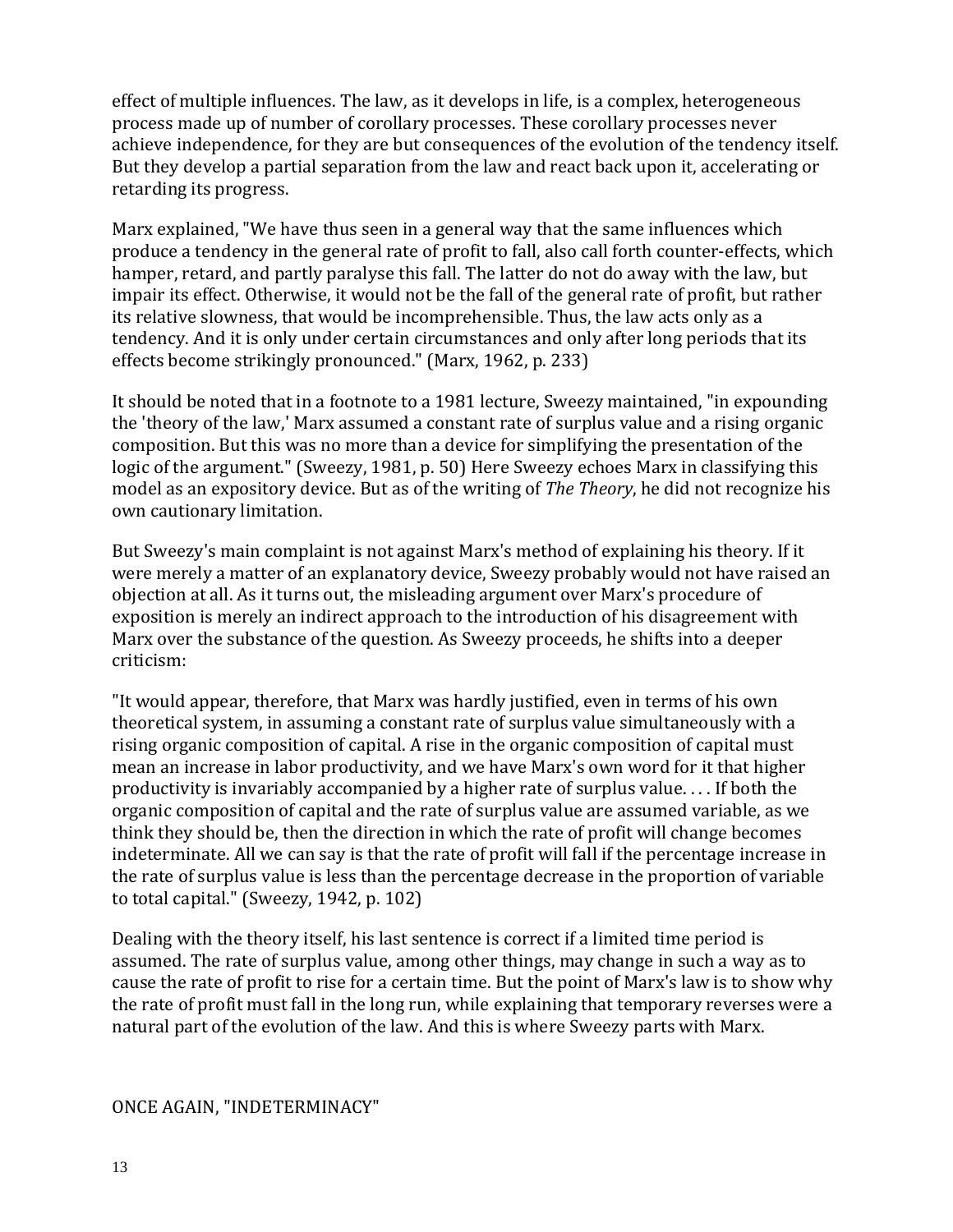effect of multiple influences. The law, as it develops in life, is a complex, heterogeneous process made up of number of corollary processes. These corollary processes never achieve independence, for they are but consequences of the evolution of the tendency itself. But they develop a partial separation from the law and react back upon it, accelerating or retarding its progress.

Marx explained, "We have thus seen in a general way that the same influences which produce a tendency in the general rate of profit to fall, also call forth counter-effects, which hamper, retard, and partly paralyse this fall. The latter do not do away with the law, but impair its effect. Otherwise, it would not be the fall of the general rate of profit, but rather its relative slowness, that would be incomprehensible. Thus, the law acts only as a tendency. And it is only under certain circumstances and only after long periods that its effects become strikingly pronounced." (Marx, 1962, p. 233)

It should be noted that in a footnote to a 1981 lecture, Sweezy maintained, "in expounding the 'theory of the law,' Marx assumed a constant rate of surplus value and a rising organic composition. But this was no more than a device for simplifying the presentation of the logic of the argument." (Sweezy, 1981, p. 50) Here Sweezy echoes Marx in classifying this model as an expository device. But as of the writing of *The Theory*, he did not recognize his own cautionary limitation.

But Sweezy's main complaint is not against Marx's method of explaining his theory. If it were merely a matter of an explanatory device, Sweezy probably would not have raised an objection at all. As it turns out, the misleading argument over Marx's procedure of exposition is merely an indirect approach to the introduction of his disagreement with Marx over the substance of the question. As Sweezy proceeds, he shifts into a deeper criticism:

"It would appear, therefore, that Marx was hardly justified, even in terms of his own theoretical system, in assuming a constant rate of surplus value simultaneously with a rising organic composition of capital. A rise in the organic composition of capital must mean an increase in labor productivity, and we have Marx's own word for it that higher productivity is invariably accompanied by a higher rate of surplus value. . . . If both the organic composition of capital and the rate of surplus value are assumed variable, as we think they should be, then the direction in which the rate of profit will change becomes indeterminate. All we can say is that the rate of profit will fall if the percentage increase in the rate of surplus value is less than the percentage decrease in the proportion of variable to total capital." (Sweezy, 1942, p. 102)

Dealing with the theory itself, his last sentence is correct if a limited time period is assumed. The rate of surplus value, among other things, may change in such a way as to cause the rate of profit to rise for a certain time. But the point of Marx's law is to show why the rate of profit must fall in the long run, while explaining that temporary reverses were a natural part of the evolution of the law. And this is where Sweezy parts with Marx.

## ONCE AGAIN, "INDETERMINACY"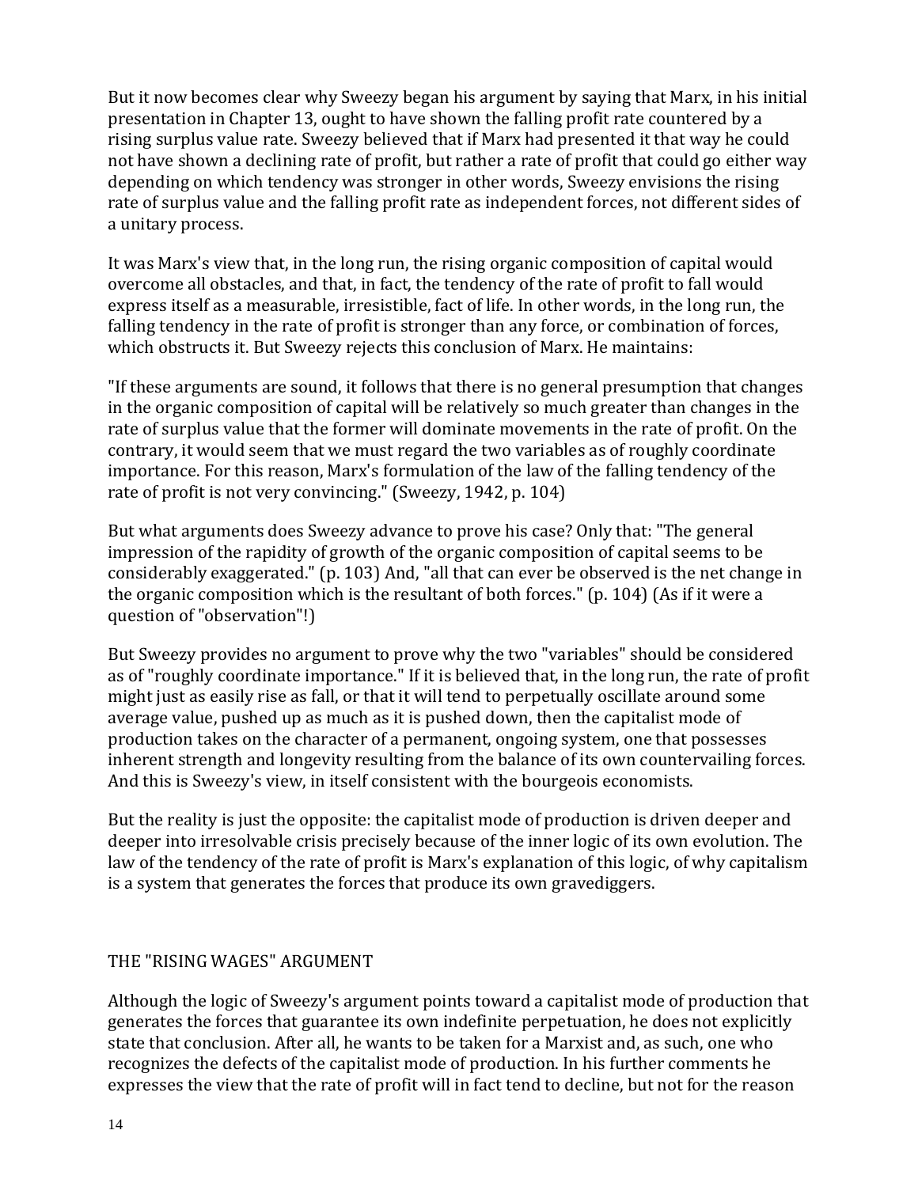But it now becomes clear why Sweezy began his argument by saying that Marx, in his initial presentation in Chapter 13, ought to have shown the falling profit rate countered by a rising surplus value rate. Sweezy believed that if Marx had presented it that way he could not have shown a declining rate of profit, but rather a rate of profit that could go either way depending on which tendency was stronger in other words, Sweezy envisions the rising rate of surplus value and the falling profit rate as independent forces, not different sides of a unitary process.

It was Marx's view that, in the long run, the rising organic composition of capital would overcome all obstacles, and that, in fact, the tendency of the rate of profit to fall would express itself as a measurable, irresistible, fact of life. In other words, in the long run, the falling tendency in the rate of profit is stronger than any force, or combination of forces, which obstructs it. But Sweezy rejects this conclusion of Marx. He maintains:

"If these arguments are sound, it follows that there is no general presumption that changes in the organic composition of capital will be relatively so much greater than changes in the rate of surplus value that the former will dominate movements in the rate of profit. On the contrary, it would seem that we must regard the two variables as of roughly coordinate importance. For this reason, Marx's formulation of the law of the falling tendency of the rate of profit is not very convincing." (Sweezy, 1942, p. 104)

But what arguments does Sweezy advance to prove his case? Only that: "The general impression of the rapidity of growth of the organic composition of capital seems to be considerably exaggerated." (p. 103) And, "all that can ever be observed is the net change in the organic composition which is the resultant of both forces." (p. 104) (As if it were a question of "observation"!)

But Sweezy provides no argument to prove why the two "variables" should be considered as of "roughly coordinate importance." If it is believed that, in the long run, the rate of profit might just as easily rise as fall, or that it will tend to perpetually oscillate around some average value, pushed up as much as it is pushed down, then the capitalist mode of production takes on the character of a permanent, ongoing system, one that possesses inherent strength and longevity resulting from the balance of its own countervailing forces. And this is Sweezy's view, in itself consistent with the bourgeois economists.

But the reality is just the opposite: the capitalist mode of production is driven deeper and deeper into irresolvable crisis precisely because of the inner logic of its own evolution. The law of the tendency of the rate of profit is Marx's explanation of this logic, of why capitalism is a system that generates the forces that produce its own gravediggers.

## THE "RISING WAGES" ARGUMENT

Although the logic of Sweezy's argument points toward a capitalist mode of production that generates the forces that guarantee its own indefinite perpetuation, he does not explicitly state that conclusion. After all, he wants to be taken for a Marxist and, as such, one who recognizes the defects of the capitalist mode of production. In his further comments he expresses the view that the rate of profit will in fact tend to decline, but not for the reason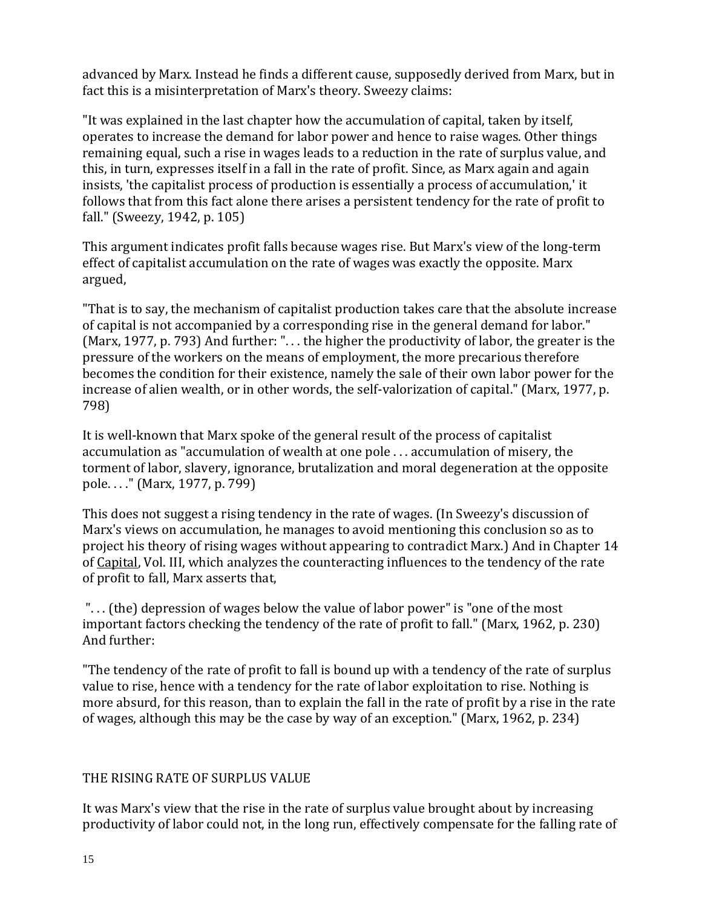advanced by Marx. Instead he finds a different cause, supposedly derived from Marx, but in fact this is a misinterpretation of Marx's theory. Sweezy claims:

"It was explained in the last chapter how the accumulation of capital, taken by itself, operates to increase the demand for labor power and hence to raise wages. Other things remaining equal, such a rise in wages leads to a reduction in the rate of surplus value, and this, in turn, expresses itself in a fall in the rate of profit. Since, as Marx again and again insists, 'the capitalist process of production is essentially a process of accumulation,' it follows that from this fact alone there arises a persistent tendency for the rate of profit to fall." (Sweezy, 1942, p. 105)

This argument indicates profit falls because wages rise. But Marx's view of the long-term effect of capitalist accumulation on the rate of wages was exactly the opposite. Marx argued,

"That is to say, the mechanism of capitalist production takes care that the absolute increase of capital is not accompanied by a corresponding rise in the general demand for labor." (Marx, 1977, p. 793) And further: ". . . the higher the productivity of labor, the greater is the pressure of the workers on the means of employment, the more precarious therefore becomes the condition for their existence, namely the sale of their own labor power for the increase of alien wealth, or in other words, the self-valorization of capital." (Marx, 1977, p. 798)

It is well-known that Marx spoke of the general result of the process of capitalist accumulation as "accumulation of wealth at one pole . . . accumulation of misery, the torment of labor, slavery, ignorance, brutalization and moral degeneration at the opposite pole. . . ." (Marx, 1977, p. 799)

This does not suggest a rising tendency in the rate of wages. (In Sweezy's discussion of Marx's views on accumulation, he manages to avoid mentioning this conclusion so as to project his theory of rising wages without appearing to contradict Marx.) And in Chapter 14 of Capital, Vol. III, which analyzes the counteracting influences to the tendency of the rate of profit to fall, Marx asserts that,

". . . (the) depression of wages below the value of labor power" is "one of the most important factors checking the tendency of the rate of profit to fall." (Marx, 1962, p. 230) And further:

"The tendency of the rate of profit to fall is bound up with a tendency of the rate of surplus value to rise, hence with a tendency for the rate of labor exploitation to rise. Nothing is more absurd, for this reason, than to explain the fall in the rate of profit by a rise in the rate of wages, although this may be the case by way of an exception." (Marx, 1962, p. 234)

## THE RISING RATE OF SURPLUS VALUE

It was Marx's view that the rise in the rate of surplus value brought about by increasing productivity of labor could not, in the long run, effectively compensate for the falling rate of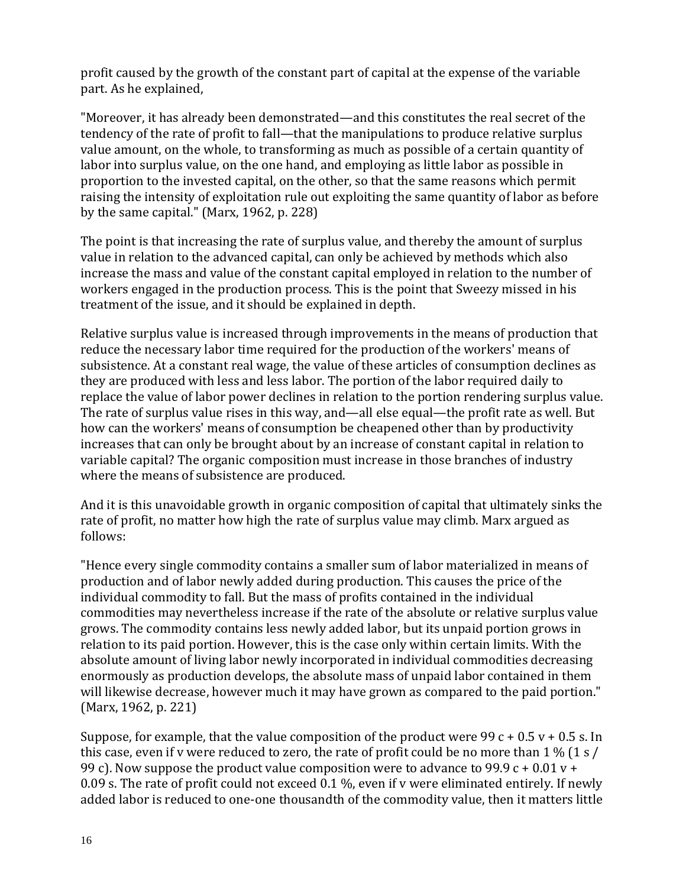profit caused by the growth of the constant part of capital at the expense of the variable part. As he explained,

"Moreover, it has already been demonstrated—and this constitutes the real secret of the tendency of the rate of profit to fall—that the manipulations to produce relative surplus value amount, on the whole, to transforming as much as possible of a certain quantity of labor into surplus value, on the one hand, and employing as little labor as possible in proportion to the invested capital, on the other, so that the same reasons which permit raising the intensity of exploitation rule out exploiting the same quantity of labor as before by the same capital." (Marx, 1962, p. 228)

The point is that increasing the rate of surplus value, and thereby the amount of surplus value in relation to the advanced capital, can only be achieved by methods which also increase the mass and value of the constant capital employed in relation to the number of workers engaged in the production process. This is the point that Sweezy missed in his treatment of the issue, and it should be explained in depth.

Relative surplus value is increased through improvements in the means of production that reduce the necessary labor time required for the production of the workers' means of subsistence. At a constant real wage, the value of these articles of consumption declines as they are produced with less and less labor. The portion of the labor required daily to replace the value of labor power declines in relation to the portion rendering surplus value. The rate of surplus value rises in this way, and—all else equal—the profit rate as well. But how can the workers' means of consumption be cheapened other than by productivity increases that can only be brought about by an increase of constant capital in relation to variable capital? The organic composition must increase in those branches of industry where the means of subsistence are produced.

And it is this unavoidable growth in organic composition of capital that ultimately sinks the rate of profit, no matter how high the rate of surplus value may climb. Marx argued as follows:

"Hence every single commodity contains a smaller sum of labor materialized in means of production and of labor newly added during production. This causes the price of the individual commodity to fall. But the mass of profits contained in the individual commodities may nevertheless increase if the rate of the absolute or relative surplus value grows. The commodity contains less newly added labor, but its unpaid portion grows in relation to its paid portion. However, this is the case only within certain limits. With the absolute amount of living labor newly incorporated in individual commodities decreasing enormously as production develops, the absolute mass of unpaid labor contained in them will likewise decrease, however much it may have grown as compared to the paid portion." (Marx, 1962, p. 221)

Suppose, for example, that the value composition of the product were 99 c + 0.5 v + 0.5 s. In this case, even if v were reduced to zero, the rate of profit could be no more than 1 % (1 s / 99 c). Now suppose the product value composition were to advance to 99.9 c + 0.01 v + 0.09 s. The rate of profit could not exceed 0.1 %, even if v were eliminated entirely. If newly added labor is reduced to one-one thousandth of the commodity value, then it matters little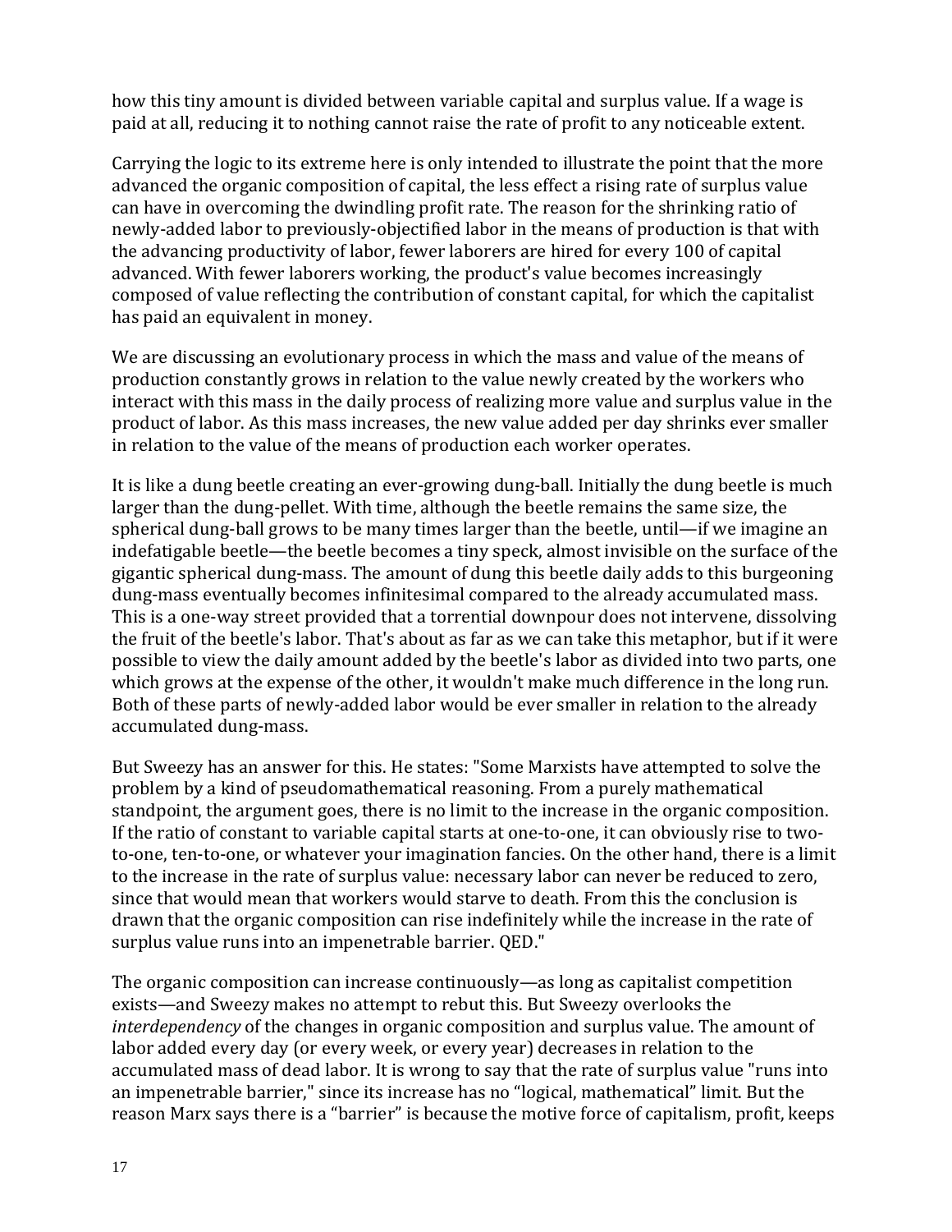how this tiny amount is divided between variable capital and surplus value. If a wage is paid at all, reducing it to nothing cannot raise the rate of profit to any noticeable extent.

Carrying the logic to its extreme here is only intended to illustrate the point that the more advanced the organic composition of capital, the less effect a rising rate of surplus value can have in overcoming the dwindling profit rate. The reason for the shrinking ratio of newly-added labor to previously-objectified labor in the means of production is that with the advancing productivity of labor, fewer laborers are hired for every 100 of capital advanced. With fewer laborers working, the product's value becomes increasingly composed of value reflecting the contribution of constant capital, for which the capitalist has paid an equivalent in money.

We are discussing an evolutionary process in which the mass and value of the means of production constantly grows in relation to the value newly created by the workers who interact with this mass in the daily process of realizing more value and surplus value in the product of labor. As this mass increases, the new value added per day shrinks ever smaller in relation to the value of the means of production each worker operates.

It is like a dung beetle creating an ever-growing dung-ball. Initially the dung beetle is much larger than the dung-pellet. With time, although the beetle remains the same size, the spherical dung-ball grows to be many times larger than the beetle, until—if we imagine an indefatigable beetle—the beetle becomes a tiny speck, almost invisible on the surface of the gigantic spherical dung-mass. The amount of dung this beetle daily adds to this burgeoning dung-mass eventually becomes infinitesimal compared to the already accumulated mass. This is a one-way street provided that a torrential downpour does not intervene, dissolving the fruit of the beetle's labor. That's about as far as we can take this metaphor, but if it were possible to view the daily amount added by the beetle's labor as divided into two parts, one which grows at the expense of the other, it wouldn't make much difference in the long run. Both of these parts of newly-added labor would be ever smaller in relation to the already accumulated dung-mass.

But Sweezy has an answer for this. He states: "Some Marxists have attempted to solve the problem by a kind of pseudomathematical reasoning. From a purely mathematical standpoint, the argument goes, there is no limit to the increase in the organic composition. If the ratio of constant to variable capital starts at one-to-one, it can obviously rise to two-to-one, ten-to-one, or whatever your imagination fancies. On the other hand, there is a limit to the increase in the rate of surplus value: necessary labor can never be reduced to zero, since that would mean that workers would starve to death. From this the conclusion is drawn that the organic composition can rise indefinitely while the increase in the rate of surplus value runs into an impenetrable barrier. QED."

The organic composition can increase continuously—as long as capitalist competition exists—and Sweezy makes no attempt to rebut this. But Sweezy overlooks the *interdependency* of the changes in organic composition and surplus value. The amount of labor added every day (or every week, or every year) decreases in relation to the accumulated mass of dead labor. It is wrong to say that the rate of surplus value "runs into an impenetrable barrier," since its increase has no "logical, mathematical" limit. But the reason Marx says there is a "barrier" is because the motive force of capitalism, profit, keeps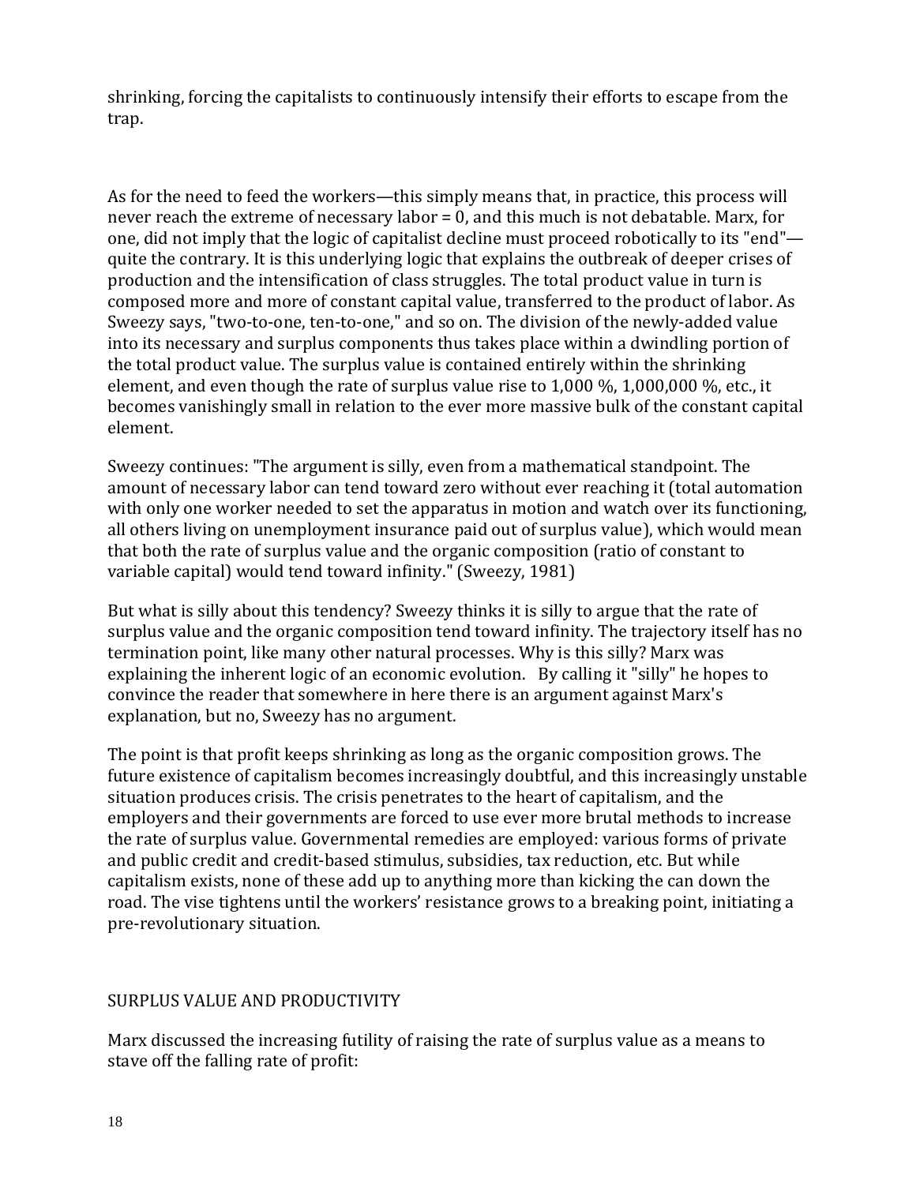shrinking, forcing the capitalists to continuously intensify their efforts to escape from the trap.

As for the need to feed the workers—this simply means that, in practice, this process will never reach the extreme of necessary labor = 0, and this much is not debatable. Marx, for one, did not imply that the logic of capitalist decline must proceed robotically to its "end"—quite the contrary. It is this underlying logic that explains the outbreak of deeper crises of production and the intensification of class struggles. The total product value in turn is composed more and more of constant capital value, transferred to the product of labor. As Sweezy says, "two-to-one, ten-to-one," and so on. The division of the newly-added value into its necessary and surplus components thus takes place within a dwindling portion of the total product value. The surplus value is contained entirely within the shrinking element, and even though the rate of surplus value rise to 1,000 %, 1,000,000 %, etc., it becomes vanishingly small in relation to the ever more massive bulk of the constant capital element.

Sweezy continues: "The argument is silly, even from a mathematical standpoint. The amount of necessary labor can tend toward zero without ever reaching it (total automation with only one worker needed to set the apparatus in motion and watch over its functioning, all others living on unemployment insurance paid out of surplus value), which would mean that both the rate of surplus value and the organic composition (ratio of constant to variable capital) would tend toward infinity." (Sweezy, 1981)

But what is silly about this tendency? Sweezy thinks it is silly to argue that the rate of surplus value and the organic composition tend toward infinity. The trajectory itself has no termination point, like many other natural processes. Why is this silly? Marx was explaining the inherent logic of an economic evolution. By calling it "silly" he hopes to convince the reader that somewhere in here there is an argument against Marx's explanation, but no, Sweezy has no argument.

The point is that profit keeps shrinking as long as the organic composition grows. The future existence of capitalism becomes increasingly doubtful, and this increasingly unstable situation produces crisis. The crisis penetrates to the heart of capitalism, and the employers and their governments are forced to use ever more brutal methods to increase the rate of surplus value. Governmental remedies are employed: various forms of private and public credit and credit-based stimulus, subsidies, tax reduction, etc. But while capitalism exists, none of these add up to anything more than kicking the can down the road. The vise tightens until the workers' resistance grows to a breaking point, initiating a pre-revolutionary situation.

## SURPLUS VALUE AND PRODUCTIVITY

Marx discussed the increasing futility of raising the rate of surplus value as a means to stave off the falling rate of profit: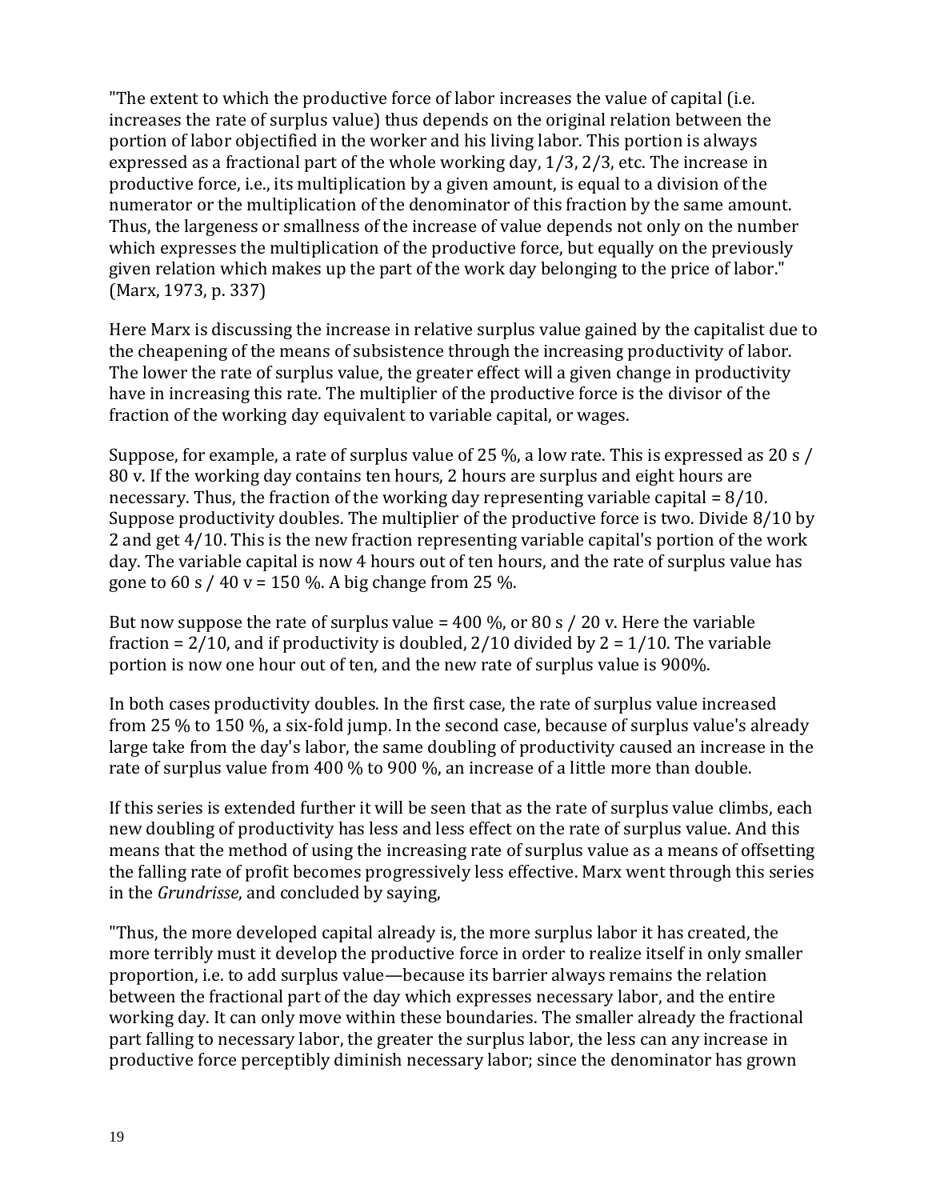"The extent to which the productive force of labor increases the value of capital (i.e. increases the rate of surplus value) thus depends on the original relation between the portion of labor objectified in the worker and his living labor. This portion is always expressed as a fractional part of the whole working day, 1/3, 2/3, etc. The increase in productive force, i.e., its multiplication by a given amount, is equal to a division of the numerator or the multiplication of the denominator of this fraction by the same amount. Thus, the largeness or smallness of the increase of value depends not only on the number which expresses the multiplication of the productive force, but equally on the previously given relation which makes up the part of the work day belonging to the price of labor." (Marx, 1973, p. 337)

Here Marx is discussing the increase in relative surplus value gained by the capitalist due to the cheapening of the means of subsistence through the increasing productivity of labor. The lower the rate of surplus value, the greater effect will a given change in productivity have in increasing this rate. The multiplier of the productive force is the divisor of the fraction of the working day equivalent to variable capital, or wages.

Suppose, for example, a rate of surplus value of 25 %, a low rate. This is expressed as 20 s / 80 v. If the working day contains ten hours, 2 hours are surplus and eight hours are necessary. Thus, the fraction of the working day representing variable capital = 8/10. Suppose productivity doubles. The multiplier of the productive force is two. Divide 8/10 by 2 and get 4/10. This is the new fraction representing variable capital's portion of the work day. The variable capital is now 4 hours out of ten hours, and the rate of surplus value has gone to 60 s / 40 v = 150 %. A big change from 25 %.

But now suppose the rate of surplus value = 400 %, or 80 s / 20 v. Here the variable fraction = 2/10, and if productivity is doubled, 2/10 divided by 2 = 1/10. The variable portion is now one hour out of ten, and the new rate of surplus value is 900%.

In both cases productivity doubles. In the first case, the rate of surplus value increased from 25 % to 150 %, a six-fold jump. In the second case, because of surplus value's already large take from the day's labor, the same doubling of productivity caused an increase in the rate of surplus value from 400 % to 900 %, an increase of a little more than double.

If this series is extended further it will be seen that as the rate of surplus value climbs, each new doubling of productivity has less and less effect on the rate of surplus value. And this means that the method of using the increasing rate of surplus value as a means of offsetting the falling rate of profit becomes progressively less effective. Marx went through this series in the *Grundrisse*, and concluded by saying,

"Thus, the more developed capital already is, the more surplus labor it has created, the more terribly must it develop the productive force in order to realize itself in only smaller proportion, i.e. to add surplus value—because its barrier always remains the relation between the fractional part of the day which expresses necessary labor, and the entire working day. It can only move within these boundaries. The smaller already the fractional part falling to necessary labor, the greater the surplus labor, the less can any increase in productive force perceptibly diminish necessary labor; since the denominator has grown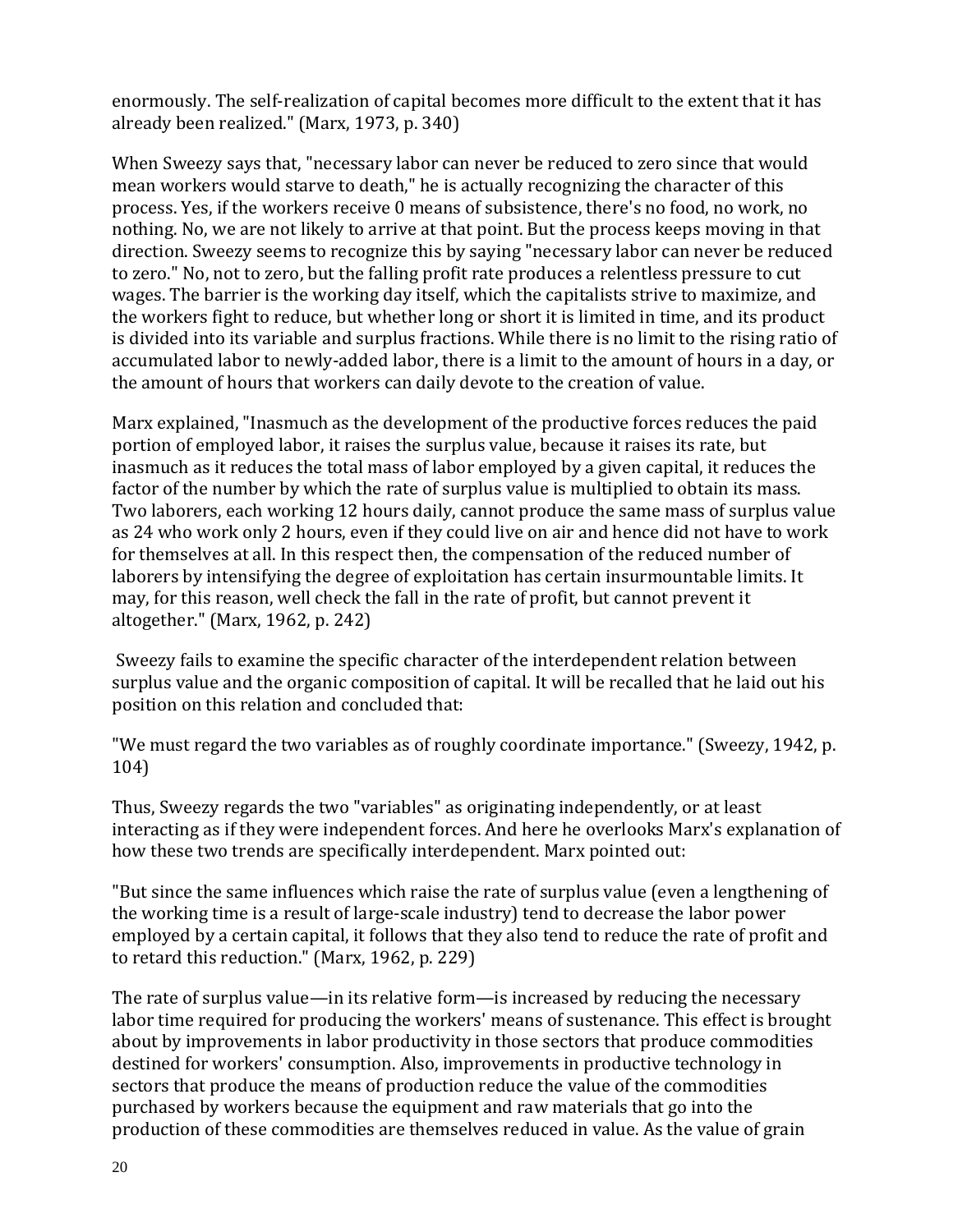enormously. The self-realization of capital becomes more difficult to the extent that it has already been realized." (Marx, 1973, p. 340)

When Sweezy says that, "necessary labor can never be reduced to zero since that would mean workers would starve to death," he is actually recognizing the character of this process. Yes, if the workers receive 0 means of subsistence, there's no food, no work, no nothing. No, we are not likely to arrive at that point. But the process keeps moving in that direction. Sweezy seems to recognize this by saying "necessary labor can never be reduced to zero." No, not to zero, but the falling profit rate produces a relentless pressure to cut wages. The barrier is the working day itself, which the capitalists strive to maximize, and the workers fight to reduce, but whether long or short it is limited in time, and its product is divided into its variable and surplus fractions. While there is no limit to the rising ratio of accumulated labor to newly-added labor, there is a limit to the amount of hours in a day, or the amount of hours that workers can daily devote to the creation of value.

Marx explained, "Inasmuch as the development of the productive forces reduces the paid portion of employed labor, it raises the surplus value, because it raises its rate, but inasmuch as it reduces the total mass of labor employed by a given capital, it reduces the factor of the number by which the rate of surplus value is multiplied to obtain its mass. Two laborers, each working 12 hours daily, cannot produce the same mass of surplus value as 24 who work only 2 hours, even if they could live on air and hence did not have to work for themselves at all. In this respect then, the compensation of the reduced number of laborers by intensifying the degree of exploitation has certain insurmountable limits. It may, for this reason, well check the fall in the rate of profit, but cannot prevent it altogether." (Marx, 1962, p. 242)

Sweezy fails to examine the specific character of the interdependent relation between surplus value and the organic composition of capital. It will be recalled that he laid out his position on this relation and concluded that:

"We must regard the two variables as of roughly coordinate importance." (Sweezy, 1942, p. 104)

Thus, Sweezy regards the two "variables" as originating independently, or at least interacting as if they were independent forces. And here he overlooks Marx's explanation of how these two trends are specifically interdependent. Marx pointed out:

"But since the same influences which raise the rate of surplus value (even a lengthening of the working time is a result of large-scale industry) tend to decrease the labor power employed by a certain capital, it follows that they also tend to reduce the rate of profit and to retard this reduction." (Marx, 1962, p. 229)

The rate of surplus value—in its relative form—is increased by reducing the necessary labor time required for producing the workers' means of sustenance. This effect is brought about by improvements in labor productivity in those sectors that produce commodities destined for workers' consumption. Also, improvements in productive technology in sectors that produce the means of production reduce the value of the commodities purchased by workers because the equipment and raw materials that go into the production of these commodities are themselves reduced in value. As the value of grain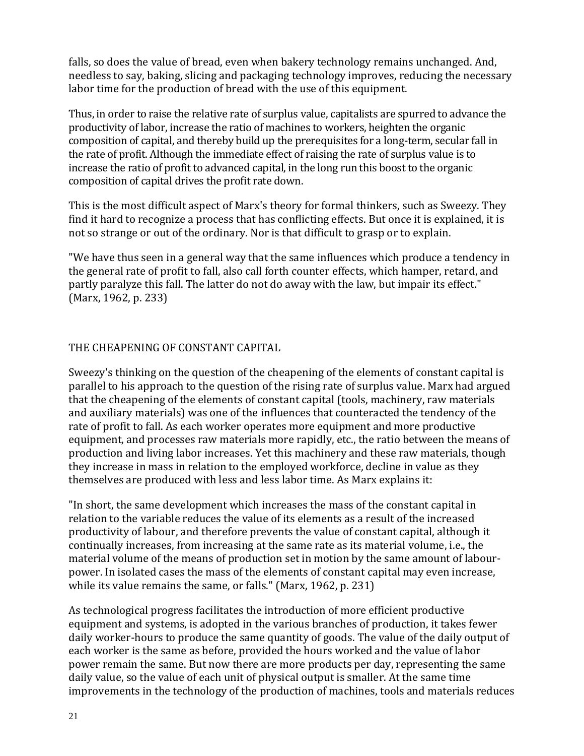falls, so does the value of bread, even when bakery technology remains unchanged. And, needless to say, baking, slicing and packaging technology improves, reducing the necessary labor time for the production of bread with the use of this equipment.

Thus, in order to raise the relative rate of surplus value, capitalists are spurred to advance the productivity of labor, increase the ratio of machines to workers, heighten the organic composition of capital, and thereby build up the prerequisites for a long-term, secular fall in the rate of profit. Although the immediate effect of raising the rate of surplus value is to increase the ratio of profit to advanced capital, in the long run this boost to the organic composition of capital drives the profit rate down.

This is the most difficult aspect of Marx's theory for formal thinkers, such as Sweezy. They find it hard to recognize a process that has conflicting effects. But once it is explained, it is not so strange or out of the ordinary. Nor is that difficult to grasp or to explain.

"We have thus seen in a general way that the same influences which produce a tendency in the general rate of profit to fall, also call forth counter effects, which hamper, retard, and partly paralyze this fall. The latter do not do away with the law, but impair its effect." (Marx, 1962, p. 233)

## THE CHEAPENING OF CONSTANT CAPITAL

Sweezy's thinking on the question of the cheapening of the elements of constant capital is parallel to his approach to the question of the rising rate of surplus value. Marx had argued that the cheapening of the elements of constant capital (tools, machinery, raw materials and auxiliary materials) was one of the influences that counteracted the tendency of the rate of profit to fall. As each worker operates more equipment and more productive equipment, and processes raw materials more rapidly, etc., the ratio between the means of production and living labor increases. Yet this machinery and these raw materials, though they increase in mass in relation to the employed workforce, decline in value as they themselves are produced with less and less labor time. As Marx explains it:

"In short, the same development which increases the mass of the constant capital in relation to the variable reduces the value of its elements as a result of the increased productivity of labour, and therefore prevents the value of constant capital, although it continually increases, from increasing at the same rate as its material volume, i.e., the material volume of the means of production set in motion by the same amount of labour-power. In isolated cases the mass of the elements of constant capital may even increase, while its value remains the same, or falls." (Marx, 1962, p. 231)

As technological progress facilitates the introduction of more efficient productive equipment and systems, is adopted in the various branches of production, it takes fewer daily worker-hours to produce the same quantity of goods. The value of the daily output of each worker is the same as before, provided the hours worked and the value of labor power remain the same. But now there are more products per day, representing the same daily value, so the value of each unit of physical output is smaller. At the same time improvements in the technology of the production of machines, tools and materials reduces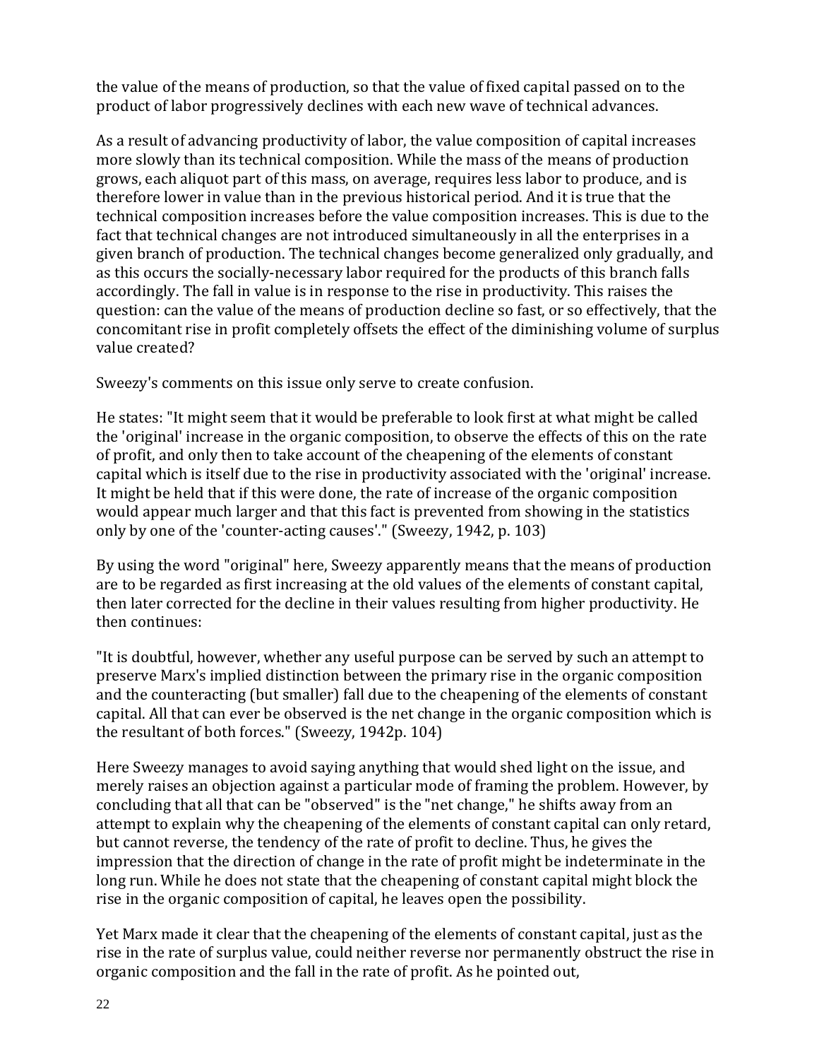the value of the means of production, so that the value of fixed capital passed on to the product of labor progressively declines with each new wave of technical advances.

As a result of advancing productivity of labor, the value composition of capital increases more slowly than its technical composition. While the mass of the means of production grows, each aliquot part of this mass, on average, requires less labor to produce, and is therefore lower in value than in the previous historical period. And it is true that the technical composition increases before the value composition increases. This is due to the fact that technical changes are not introduced simultaneously in all the enterprises in a given branch of production. The technical changes become generalized only gradually, and as this occurs the socially-necessary labor required for the products of this branch falls accordingly. The fall in value is in response to the rise in productivity. This raises the question: can the value of the means of production decline so fast, or so effectively, that the concomitant rise in profit completely offsets the effect of the diminishing volume of surplus value created?

Sweezy's comments on this issue only serve to create confusion.

He states: "It might seem that it would be preferable to look first at what might be called the 'original' increase in the organic composition, to observe the effects of this on the rate of profit, and only then to take account of the cheapening of the elements of constant capital which is itself due to the rise in productivity associated with the 'original' increase. It might be held that if this were done, the rate of increase of the organic composition would appear much larger and that this fact is prevented from showing in the statistics only by one of the 'counter-acting causes'." (Sweezy, 1942, p. 103)

By using the word "original" here, Sweezy apparently means that the means of production are to be regarded as first increasing at the old values of the elements of constant capital, then later corrected for the decline in their values resulting from higher productivity. He then continues:

"It is doubtful, however, whether any useful purpose can be served by such an attempt to preserve Marx's implied distinction between the primary rise in the organic composition and the counteracting (but smaller) fall due to the cheapening of the elements of constant capital. All that can ever be observed is the net change in the organic composition which is the resultant of both forces." (Sweezy, 1942p. 104)

Here Sweezy manages to avoid saying anything that would shed light on the issue, and merely raises an objection against a particular mode of framing the problem. However, by concluding that all that can be "observed" is the "net change," he shifts away from an attempt to explain why the cheapening of the elements of constant capital can only retard, but cannot reverse, the tendency of the rate of profit to decline. Thus, he gives the impression that the direction of change in the rate of profit might be indeterminate in the long run. While he does not state that the cheapening of constant capital might block the rise in the organic composition of capital, he leaves open the possibility.

Yet Marx made it clear that the cheapening of the elements of constant capital, just as the rise in the rate of surplus value, could neither reverse nor permanently obstruct the rise in organic composition and the fall in the rate of profit. As he pointed out,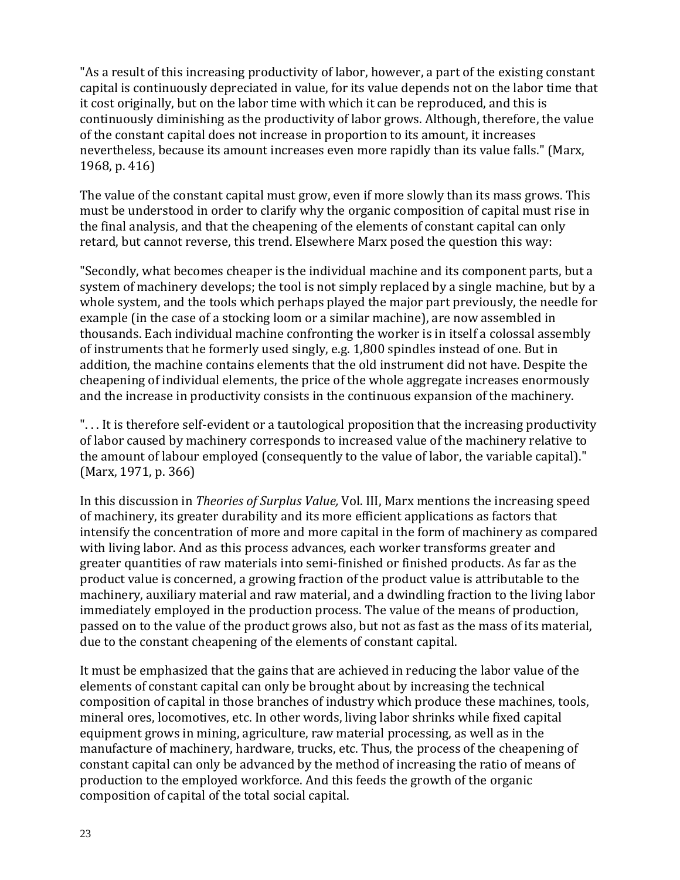"As a result of this increasing productivity of labor, however, a part of the existing constant capital is continuously depreciated in value, for its value depends not on the labor time that it cost originally, but on the labor time with which it can be reproduced, and this is continuously diminishing as the productivity of labor grows. Although, therefore, the value of the constant capital does not increase in proportion to its amount, it increases nevertheless, because its amount increases even more rapidly than its value falls." (Marx, 1968, p. 416)

The value of the constant capital must grow, even if more slowly than its mass grows. This must be understood in order to clarify why the organic composition of capital must rise in the final analysis, and that the cheapening of the elements of constant capital can only retard, but cannot reverse, this trend. Elsewhere Marx posed the question this way:

"Secondly, what becomes cheaper is the individual machine and its component parts, but a system of machinery develops; the tool is not simply replaced by a single machine, but by a whole system, and the tools which perhaps played the major part previously, the needle for example (in the case of a stocking loom or a similar machine), are now assembled in thousands. Each individual machine confronting the worker is in itself a colossal assembly of instruments that he formerly used singly, e.g. 1,800 spindles instead of one. But in addition, the machine contains elements that the old instrument did not have. Despite the cheapening of individual elements, the price of the whole aggregate increases enormously and the increase in productivity consists in the continuous expansion of the machinery.

". . . It is therefore self-evident or a tautological proposition that the increasing productivity of labor caused by machinery corresponds to increased value of the machinery relative to the amount of labour employed (consequently to the value of labor, the variable capital)." (Marx, 1971, p. 366)

In this discussion in *Theories of Surplus Value,* Vol. III, Marx mentions the increasing speed of machinery, its greater durability and its more efficient applications as factors that intensify the concentration of more and more capital in the form of machinery as compared with living labor. And as this process advances, each worker transforms greater and greater quantities of raw materials into semi-finished or finished products. As far as the product value is concerned, a growing fraction of the product value is attributable to the machinery, auxiliary material and raw material, and a dwindling fraction to the living labor immediately employed in the production process. The value of the means of production, passed on to the value of the product grows also, but not as fast as the mass of its material, due to the constant cheapening of the elements of constant capital.

It must be emphasized that the gains that are achieved in reducing the labor value of the elements of constant capital can only be brought about by increasing the technical composition of capital in those branches of industry which produce these machines, tools, mineral ores, locomotives, etc. In other words, living labor shrinks while fixed capital equipment grows in mining, agriculture, raw material processing, as well as in the manufacture of machinery, hardware, trucks, etc. Thus, the process of the cheapening of constant capital can only be advanced by the method of increasing the ratio of means of production to the employed workforce. And this feeds the growth of the organic composition of capital of the total social capital.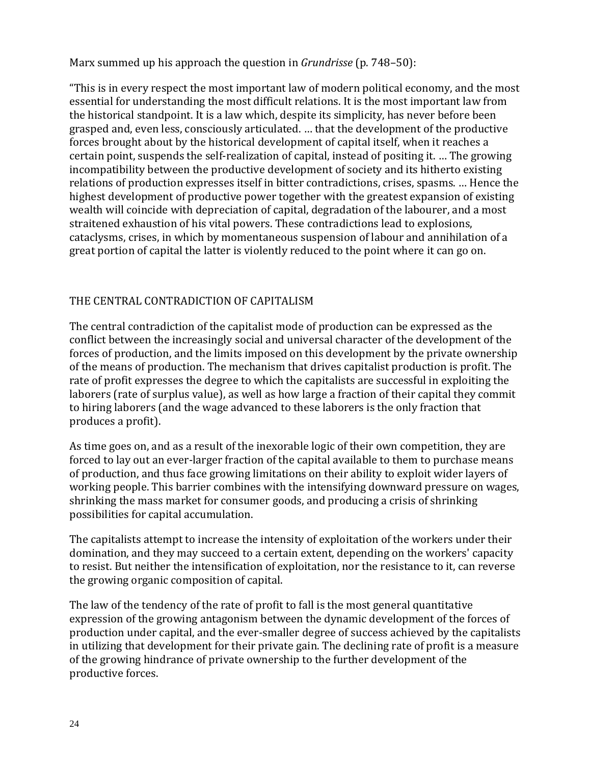Marx summed up his approach the question in *Grundrisse* (p. 748–50):

"This is in every respect the most important law of modern political economy, and the most essential for understanding the most difficult relations. It is the most important law from the historical standpoint. It is a law which, despite its simplicity, has never before been grasped and, even less, consciously articulated. … that the development of the productive forces brought about by the historical development of capital itself, when it reaches a certain point, suspends the self-realization of capital, instead of positing it. … The growing incompatibility between the productive development of society and its hitherto existing relations of production expresses itself in bitter contradictions, crises, spasms. … Hence the highest development of productive power together with the greatest expansion of existing wealth will coincide with depreciation of capital, degradation of the labourer, and a most straitened exhaustion of his vital powers. These contradictions lead to explosions, cataclysms, crises, in which by momentaneous suspension of labour and annihilation of a great portion of capital the latter is violently reduced to the point where it can go on.

## THE CENTRAL CONTRADICTION OF CAPITALISM

The central contradiction of the capitalist mode of production can be expressed as the conflict between the increasingly social and universal character of the development of the forces of production, and the limits imposed on this development by the private ownership of the means of production. The mechanism that drives capitalist production is profit. The rate of profit expresses the degree to which the capitalists are successful in exploiting the laborers (rate of surplus value), as well as how large a fraction of their capital they commit to hiring laborers (and the wage advanced to these laborers is the only fraction that produces a profit).

As time goes on, and as a result of the inexorable logic of their own competition, they are forced to lay out an ever-larger fraction of the capital available to them to purchase means of production, and thus face growing limitations on their ability to exploit wider layers of working people. This barrier combines with the intensifying downward pressure on wages, shrinking the mass market for consumer goods, and producing a crisis of shrinking possibilities for capital accumulation.

The capitalists attempt to increase the intensity of exploitation of the workers under their domination, and they may succeed to a certain extent, depending on the workers' capacity to resist. But neither the intensification of exploitation, nor the resistance to it, can reverse the growing organic composition of capital.

The law of the tendency of the rate of profit to fall is the most general quantitative expression of the growing antagonism between the dynamic development of the forces of production under capital, and the ever-smaller degree of success achieved by the capitalists in utilizing that development for their private gain. The declining rate of profit is a measure of the growing hindrance of private ownership to the further development of the productive forces.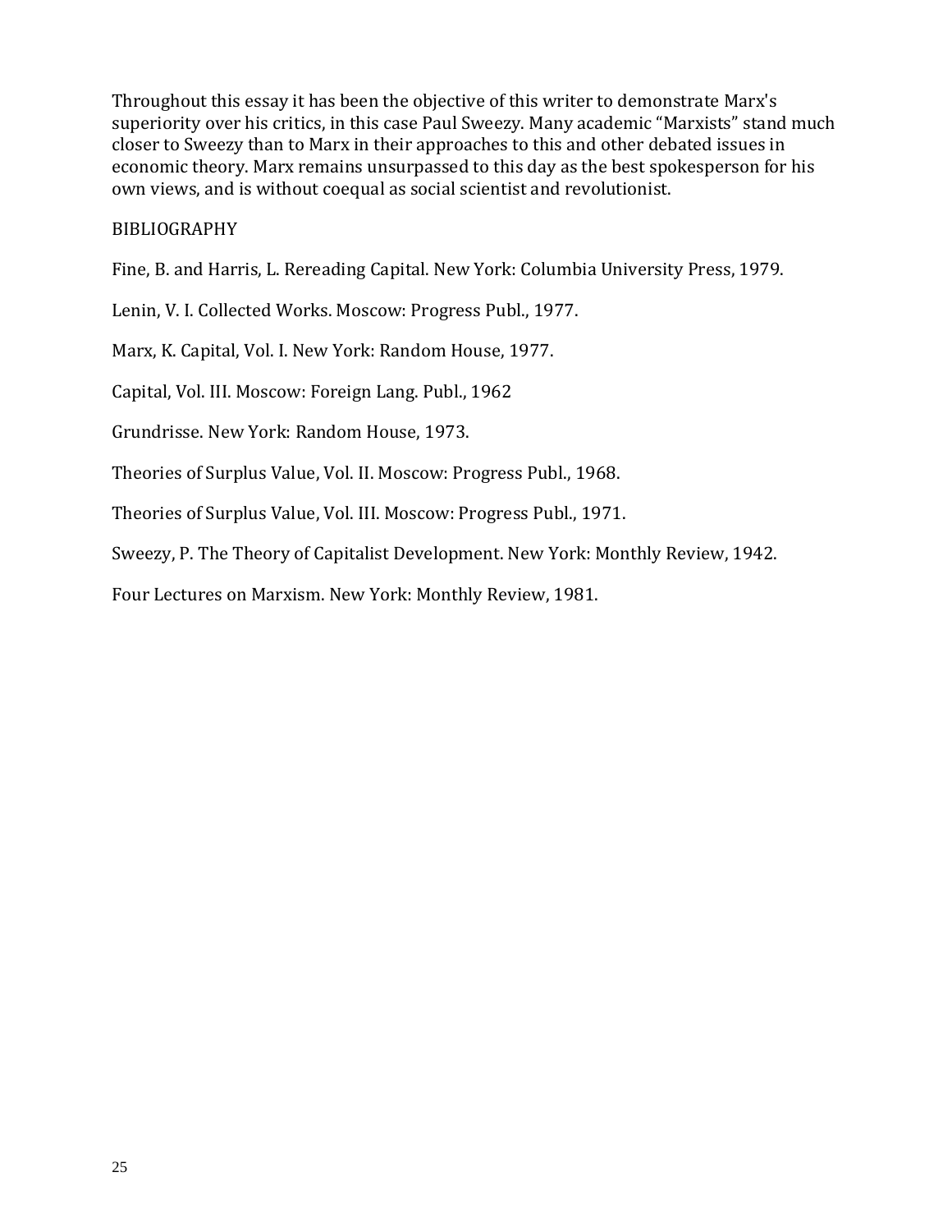Throughout this essay it has been the objective of this writer to demonstrate Marx's superiority over his critics, in this case Paul Sweezy. Many academic "Marxists" stand much closer to Sweezy than to Marx in their approaches to this and other debated issues in economic theory. Marx remains unsurpassed to this day as the best spokesperson for his own views, and is without coequal as social scientist and revolutionist.

## BIBLIOGRAPHY

Fine, B. and Harris, L. Rereading Capital. New York: Columbia University Press, 1979.

Lenin, V. I. Collected Works. Moscow: Progress Publ., 1977.

Marx, K. Capital, Vol. I. New York: Random House, 1977.

Capital, Vol. III. Moscow: Foreign Lang. Publ., 1962

Grundrisse. New York: Random House, 1973.

Theories of Surplus Value, Vol. II. Moscow: Progress Publ., 1968.

Theories of Surplus Value, Vol. III. Moscow: Progress Publ., 1971.

Sweezy, P. The Theory of Capitalist Development. New York: Monthly Review, 1942.

Four Lectures on Marxism. New York: Monthly Review, 1981.